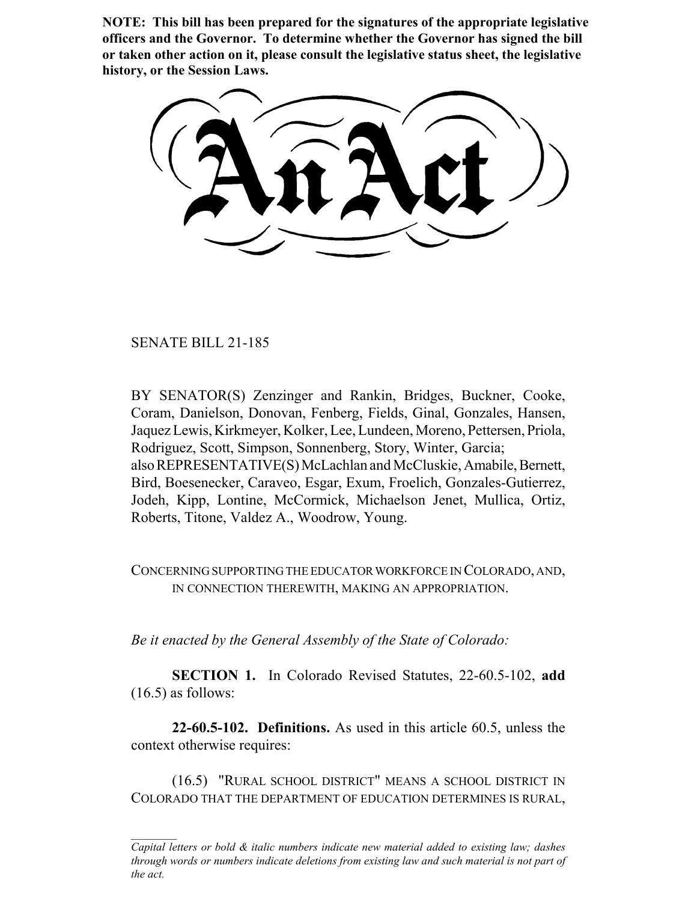**NOTE: This bill has been prepared for the signatures of the appropriate legislative officers and the Governor. To determine whether the Governor has signed the bill or taken other action on it, please consult the legislative status sheet, the legislative history, or the Session Laws.**

# An Act

SENATE BILL 21-185

BY SENATOR(S) Zenzinger and Rankin, Bridges, Buckner, Cooke, Coram, Danielson, Donovan, Fenberg, Fields, Ginal, Gonzales, Hansen, Jaquez Lewis, Kirkmeyer, Kolker, Lee, Lundeen, Moreno, Pettersen, Priola, Rodriguez, Scott, Simpson, Sonnenberg, Story, Winter, Garcia;
also REPRESENTATIVE(S) McLachlan and McCluskie, Amabile, Bernett, Bird, Boesenecker, Caraveo, Esgar, Exum, Froelich, Gonzales-Gutierrez, Jodeh, Kipp, Lontine, McCormick, Michaelson Jenet, Mullica, Ortiz, Roberts, Titone, Valdez A., Woodrow, Young.

CONCERNING SUPPORTING THE EDUCATOR WORKFORCE IN COLORADO, AND, IN CONNECTION THEREWITH, MAKING AN APPROPRIATION.

*Be it enacted by the General Assembly of the State of Colorado:*

**SECTION 1.** In Colorado Revised Statutes, 22-60.5-102, **add** (16.5) as follows:

**22-60.5-102. Definitions.** As used in this article 60.5, unless the context otherwise requires:

(16.5) "RURAL SCHOOL DISTRICT" MEANS A SCHOOL DISTRICT IN COLORADO THAT THE DEPARTMENT OF EDUCATION DETERMINES IS RURAL,

*Capital letters or bold & italic numbers indicate new material added to existing law; dashes through words or numbers indicate deletions from existing law and such material is not part of the act.*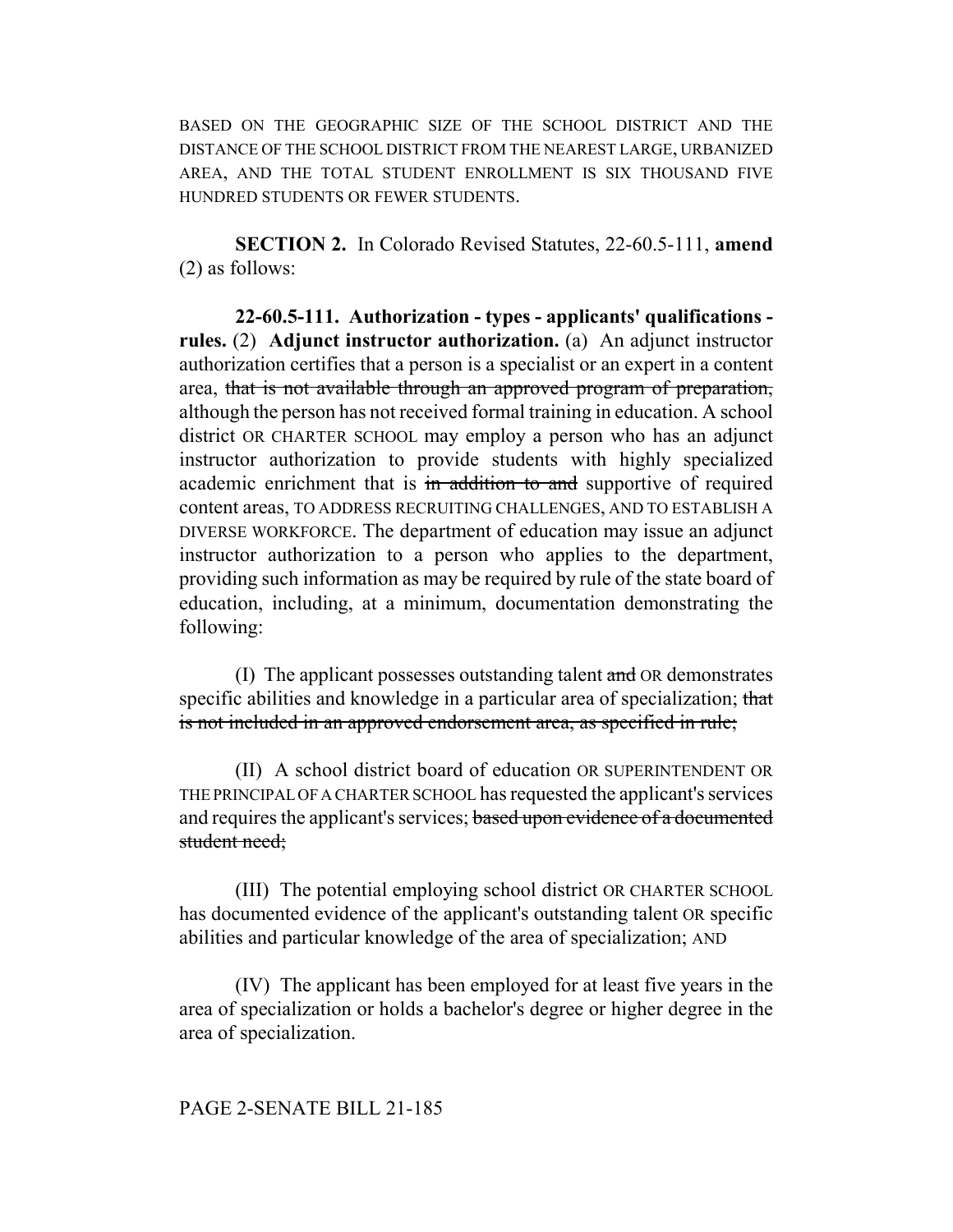BASED ON THE GEOGRAPHIC SIZE OF THE SCHOOL DISTRICT AND THE DISTANCE OF THE SCHOOL DISTRICT FROM THE NEAREST LARGE, URBANIZED AREA, AND THE TOTAL STUDENT ENROLLMENT IS SIX THOUSAND FIVE HUNDRED STUDENTS OR FEWER STUDENTS.

**SECTION 2.** In Colorado Revised Statutes, 22-60.5-111, **amend** (2) as follows:

**22-60.5-111. Authorization - types - applicants' qualifications - rules.** (2) **Adjunct instructor authorization.** (a) An adjunct instructor authorization certifies that a person is a specialist or an expert in a content area, ~~that is not available through an approved program of preparation,~~ although the person has not received formal training in education. A school district OR CHARTER SCHOOL may employ a person who has an adjunct instructor authorization to provide students with highly specialized academic enrichment that is ~~in addition to and~~ supportive of required content areas, TO ADDRESS RECRUITING CHALLENGES, AND TO ESTABLISH A DIVERSE WORKFORCE. The department of education may issue an adjunct instructor authorization to a person who applies to the department, providing such information as may be required by rule of the state board of education, including, at a minimum, documentation demonstrating the following:

(I) The applicant possesses outstanding talent ~~and~~ OR demonstrates specific abilities and knowledge in a particular area of specialization; ~~that is not included in an approved endorsement area, as specified in rule;~~

(II) A school district board of education OR SUPERINTENDENT OR THE PRINCIPAL OF A CHARTER SCHOOL has requested the applicant's services and requires the applicant's services; ~~based upon evidence of a documented student need;~~

(III) The potential employing school district OR CHARTER SCHOOL has documented evidence of the applicant's outstanding talent OR specific abilities and particular knowledge of the area of specialization; AND

(IV) The applicant has been employed for at least five years in the area of specialization or holds a bachelor's degree or higher degree in the area of specialization.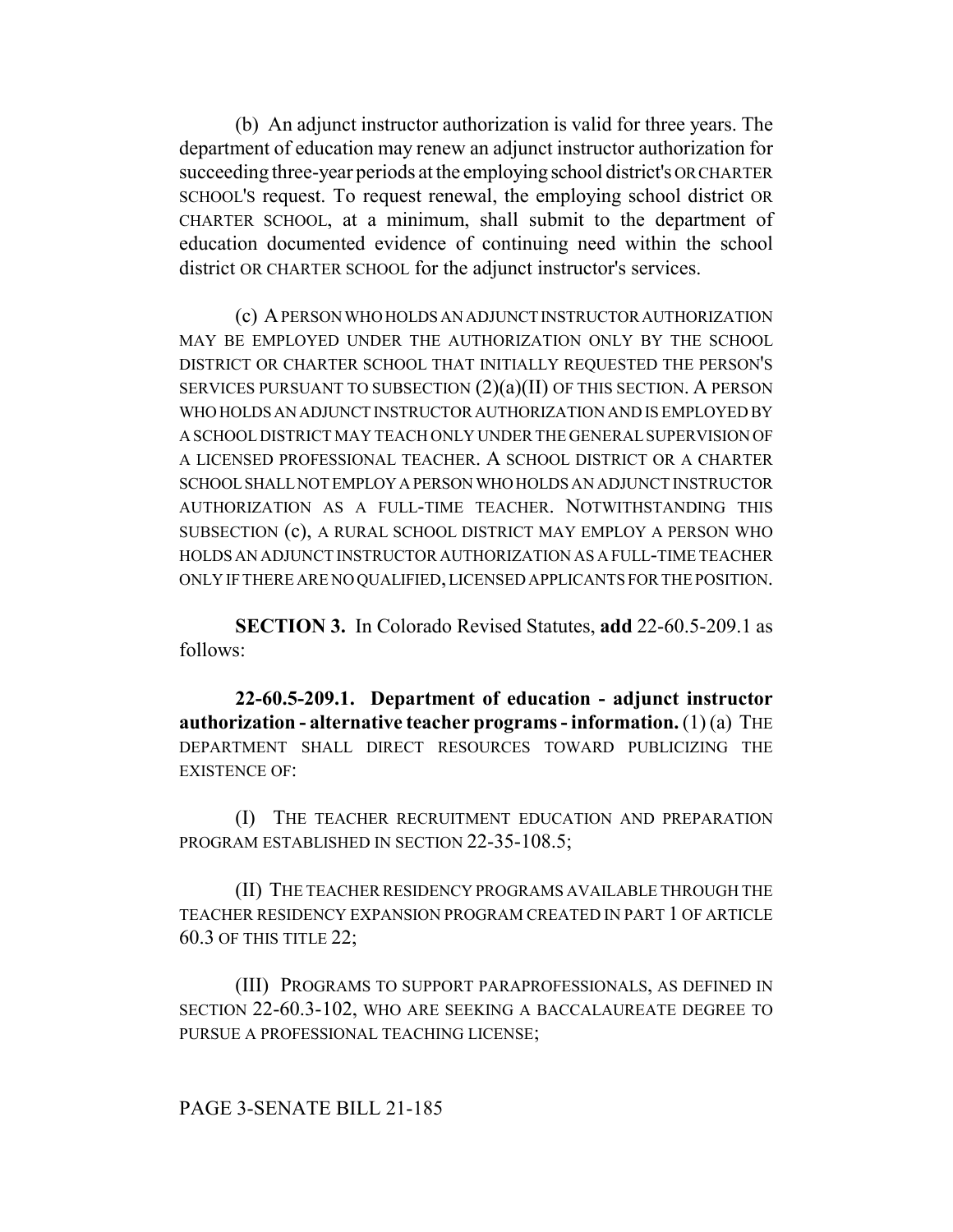(b) An adjunct instructor authorization is valid for three years. The department of education may renew an adjunct instructor authorization for succeeding three-year periods at the employing school district's OR CHARTER SCHOOL'S request. To request renewal, the employing school district OR CHARTER SCHOOL, at a minimum, shall submit to the department of education documented evidence of continuing need within the school district OR CHARTER SCHOOL for the adjunct instructor's services.

(c) A PERSON WHO HOLDS AN ADJUNCT INSTRUCTOR AUTHORIZATION MAY BE EMPLOYED UNDER THE AUTHORIZATION ONLY BY THE SCHOOL DISTRICT OR CHARTER SCHOOL THAT INITIALLY REQUESTED THE PERSON'S SERVICES PURSUANT TO SUBSECTION (2)(a)(II) OF THIS SECTION. A PERSON WHO HOLDS AN ADJUNCT INSTRUCTOR AUTHORIZATION AND IS EMPLOYED BY A SCHOOL DISTRICT MAY TEACH ONLY UNDER THE GENERAL SUPERVISION OF A LICENSED PROFESSIONAL TEACHER. A SCHOOL DISTRICT OR A CHARTER SCHOOL SHALL NOT EMPLOY A PERSON WHO HOLDS AN ADJUNCT INSTRUCTOR AUTHORIZATION AS A FULL-TIME TEACHER. NOTWITHSTANDING THIS SUBSECTION (c), A RURAL SCHOOL DISTRICT MAY EMPLOY A PERSON WHO HOLDS AN ADJUNCT INSTRUCTOR AUTHORIZATION AS A FULL-TIME TEACHER ONLY IF THERE ARE NO QUALIFIED, LICENSED APPLICANTS FOR THE POSITION.

**SECTION 3.** In Colorado Revised Statutes, **add** 22-60.5-209.1 as follows:

**22-60.5-209.1. Department of education - adjunct instructor authorization - alternative teacher programs - information.** (1) (a) THE DEPARTMENT SHALL DIRECT RESOURCES TOWARD PUBLICIZING THE EXISTENCE OF:

(I) THE TEACHER RECRUITMENT EDUCATION AND PREPARATION PROGRAM ESTABLISHED IN SECTION 22-35-108.5;

(II) THE TEACHER RESIDENCY PROGRAMS AVAILABLE THROUGH THE TEACHER RESIDENCY EXPANSION PROGRAM CREATED IN PART 1 OF ARTICLE 60.3 OF THIS TITLE 22;

(III) PROGRAMS TO SUPPORT PARAPROFESSIONALS, AS DEFINED IN SECTION 22-60.3-102, WHO ARE SEEKING A BACCALAUREATE DEGREE TO PURSUE A PROFESSIONAL TEACHING LICENSE;

PAGE 3-SENATE BILL 21-185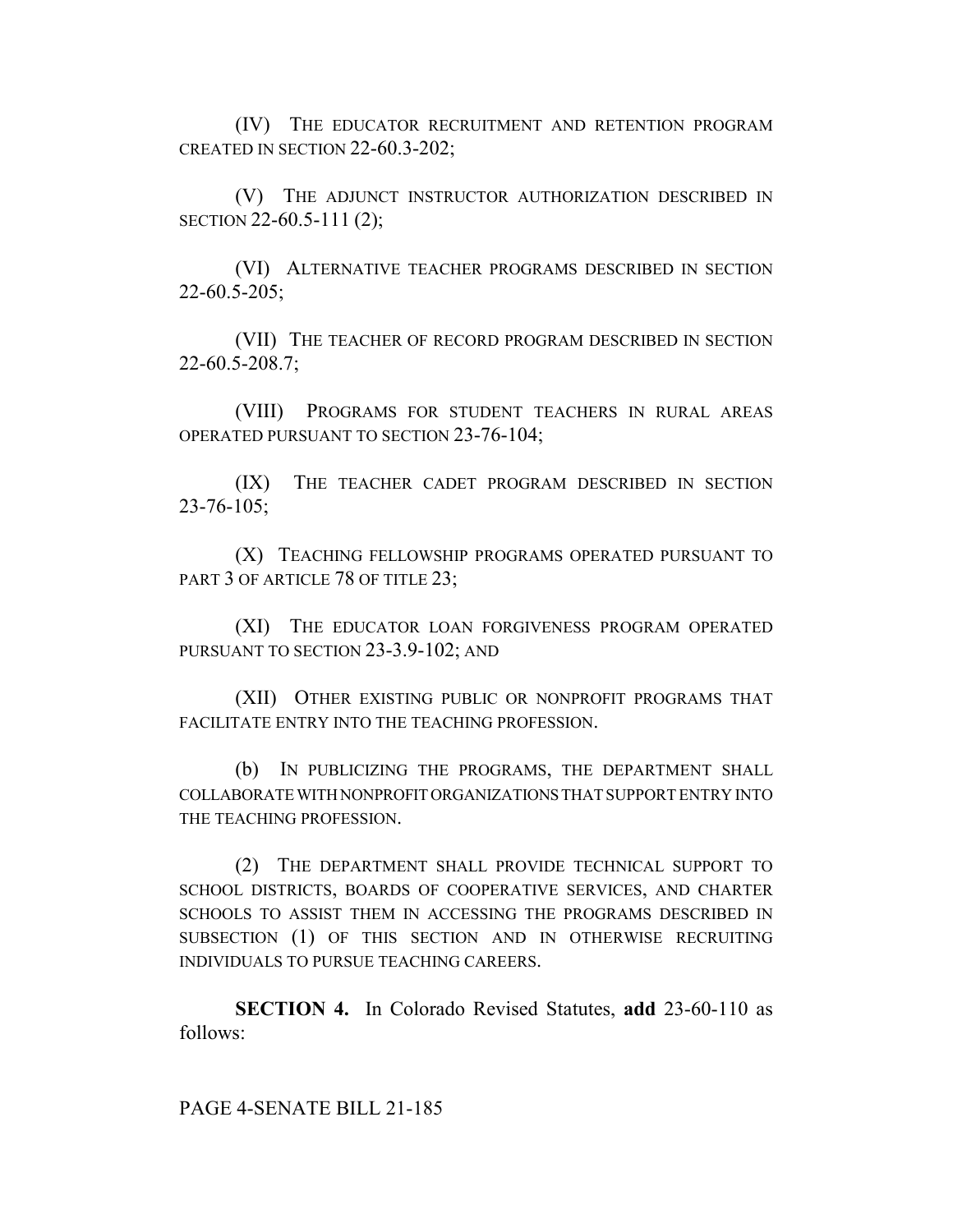(IV) THE EDUCATOR RECRUITMENT AND RETENTION PROGRAM CREATED IN SECTION 22-60.3-202;

(V) THE ADJUNCT INSTRUCTOR AUTHORIZATION DESCRIBED IN SECTION 22-60.5-111 (2);

(VI) ALTERNATIVE TEACHER PROGRAMS DESCRIBED IN SECTION 22-60.5-205;

(VII) THE TEACHER OF RECORD PROGRAM DESCRIBED IN SECTION 22-60.5-208.7;

(VIII) PROGRAMS FOR STUDENT TEACHERS IN RURAL AREAS OPERATED PURSUANT TO SECTION 23-76-104;

(IX) THE TEACHER CADET PROGRAM DESCRIBED IN SECTION 23-76-105;

(X) TEACHING FELLOWSHIP PROGRAMS OPERATED PURSUANT TO PART 3 OF ARTICLE 78 OF TITLE 23;

(XI) THE EDUCATOR LOAN FORGIVENESS PROGRAM OPERATED PURSUANT TO SECTION 23-3.9-102; AND

(XII) OTHER EXISTING PUBLIC OR NONPROFIT PROGRAMS THAT FACILITATE ENTRY INTO THE TEACHING PROFESSION.

(b) IN PUBLICIZING THE PROGRAMS, THE DEPARTMENT SHALL COLLABORATE WITH NONPROFIT ORGANIZATIONS THAT SUPPORT ENTRY INTO THE TEACHING PROFESSION.

(2) THE DEPARTMENT SHALL PROVIDE TECHNICAL SUPPORT TO SCHOOL DISTRICTS, BOARDS OF COOPERATIVE SERVICES, AND CHARTER SCHOOLS TO ASSIST THEM IN ACCESSING THE PROGRAMS DESCRIBED IN SUBSECTION (1) OF THIS SECTION AND IN OTHERWISE RECRUITING INDIVIDUALS TO PURSUE TEACHING CAREERS.

**SECTION 4.** In Colorado Revised Statutes, **add** 23-60-110 as follows: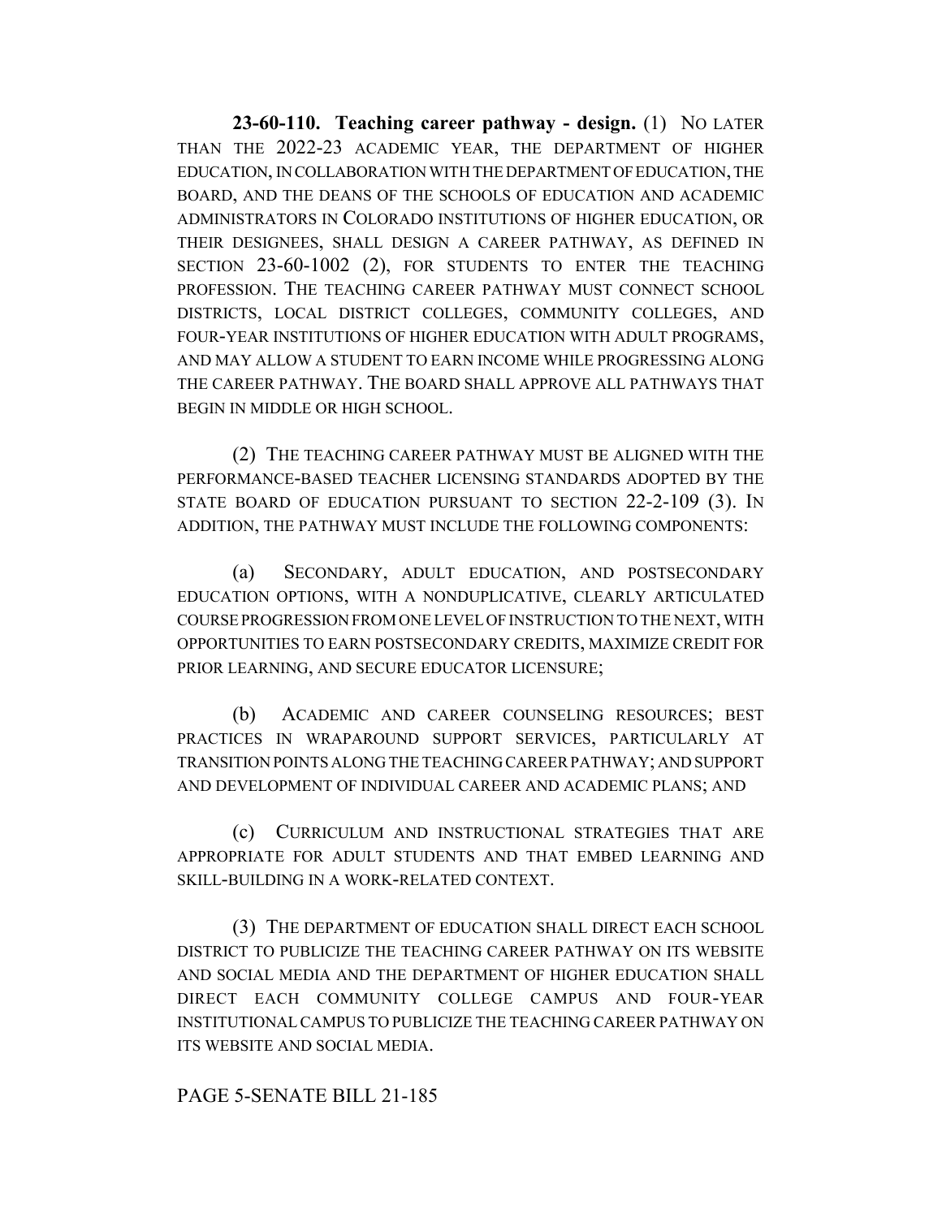**23-60-110. Teaching career pathway - design.** (1) NO LATER THAN THE 2022-23 ACADEMIC YEAR, THE DEPARTMENT OF HIGHER EDUCATION, IN COLLABORATION WITH THE DEPARTMENT OF EDUCATION, THE BOARD, AND THE DEANS OF THE SCHOOLS OF EDUCATION AND ACADEMIC ADMINISTRATORS IN COLORADO INSTITUTIONS OF HIGHER EDUCATION, OR THEIR DESIGNEES, SHALL DESIGN A CAREER PATHWAY, AS DEFINED IN SECTION 23-60-1002 (2), FOR STUDENTS TO ENTER THE TEACHING PROFESSION. THE TEACHING CAREER PATHWAY MUST CONNECT SCHOOL DISTRICTS, LOCAL DISTRICT COLLEGES, COMMUNITY COLLEGES, AND FOUR-YEAR INSTITUTIONS OF HIGHER EDUCATION WITH ADULT PROGRAMS, AND MAY ALLOW A STUDENT TO EARN INCOME WHILE PROGRESSING ALONG THE CAREER PATHWAY. THE BOARD SHALL APPROVE ALL PATHWAYS THAT BEGIN IN MIDDLE OR HIGH SCHOOL.

(2) THE TEACHING CAREER PATHWAY MUST BE ALIGNED WITH THE PERFORMANCE-BASED TEACHER LICENSING STANDARDS ADOPTED BY THE STATE BOARD OF EDUCATION PURSUANT TO SECTION 22-2-109 (3). IN ADDITION, THE PATHWAY MUST INCLUDE THE FOLLOWING COMPONENTS:

(a) SECONDARY, ADULT EDUCATION, AND POSTSECONDARY EDUCATION OPTIONS, WITH A NONDUPLICATIVE, CLEARLY ARTICULATED COURSE PROGRESSION FROM ONE LEVEL OF INSTRUCTION TO THE NEXT, WITH OPPORTUNITIES TO EARN POSTSECONDARY CREDITS, MAXIMIZE CREDIT FOR PRIOR LEARNING, AND SECURE EDUCATOR LICENSURE;

(b) ACADEMIC AND CAREER COUNSELING RESOURCES; BEST PRACTICES IN WRAPAROUND SUPPORT SERVICES, PARTICULARLY AT TRANSITION POINTS ALONG THE TEACHING CAREER PATHWAY; AND SUPPORT AND DEVELOPMENT OF INDIVIDUAL CAREER AND ACADEMIC PLANS; AND

(c) CURRICULUM AND INSTRUCTIONAL STRATEGIES THAT ARE APPROPRIATE FOR ADULT STUDENTS AND THAT EMBED LEARNING AND SKILL-BUILDING IN A WORK-RELATED CONTEXT.

(3) THE DEPARTMENT OF EDUCATION SHALL DIRECT EACH SCHOOL DISTRICT TO PUBLICIZE THE TEACHING CAREER PATHWAY ON ITS WEBSITE AND SOCIAL MEDIA AND THE DEPARTMENT OF HIGHER EDUCATION SHALL DIRECT EACH COMMUNITY COLLEGE CAMPUS AND FOUR-YEAR INSTITUTIONAL CAMPUS TO PUBLICIZE THE TEACHING CAREER PATHWAY ON ITS WEBSITE AND SOCIAL MEDIA.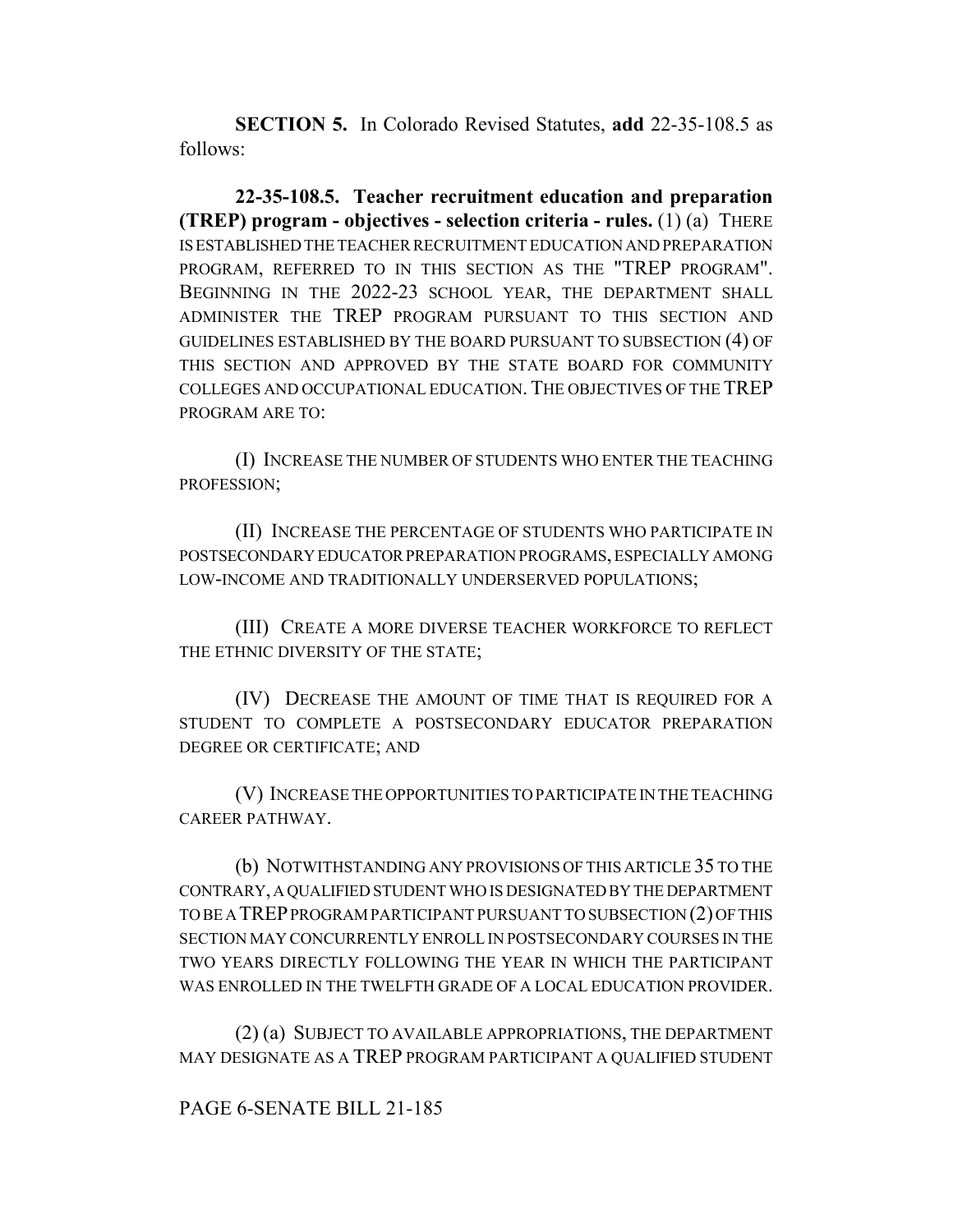**SECTION 5.** In Colorado Revised Statutes, **add** 22-35-108.5 as follows:

**22-35-108.5. Teacher recruitment education and preparation (TREP) program - objectives - selection criteria - rules.** (1) (a) THERE IS ESTABLISHED THE TEACHER RECRUITMENT EDUCATION AND PREPARATION PROGRAM, REFERRED TO IN THIS SECTION AS THE "TREP PROGRAM". BEGINNING IN THE 2022-23 SCHOOL YEAR, THE DEPARTMENT SHALL ADMINISTER THE TREP PROGRAM PURSUANT TO THIS SECTION AND GUIDELINES ESTABLISHED BY THE BOARD PURSUANT TO SUBSECTION (4) OF THIS SECTION AND APPROVED BY THE STATE BOARD FOR COMMUNITY COLLEGES AND OCCUPATIONAL EDUCATION. THE OBJECTIVES OF THE TREP PROGRAM ARE TO:

(I) INCREASE THE NUMBER OF STUDENTS WHO ENTER THE TEACHING PROFESSION;

(II) INCREASE THE PERCENTAGE OF STUDENTS WHO PARTICIPATE IN POSTSECONDARY EDUCATOR PREPARATION PROGRAMS, ESPECIALLY AMONG LOW-INCOME AND TRADITIONALLY UNDERSERVED POPULATIONS;

(III) CREATE A MORE DIVERSE TEACHER WORKFORCE TO REFLECT THE ETHNIC DIVERSITY OF THE STATE;

(IV) DECREASE THE AMOUNT OF TIME THAT IS REQUIRED FOR A STUDENT TO COMPLETE A POSTSECONDARY EDUCATOR PREPARATION DEGREE OR CERTIFICATE; AND

(V) INCREASE THE OPPORTUNITIES TO PARTICIPATE IN THE TEACHING CAREER PATHWAY.

(b) NOTWITHSTANDING ANY PROVISIONS OF THIS ARTICLE 35 TO THE CONTRARY, A QUALIFIED STUDENT WHO IS DESIGNATED BY THE DEPARTMENT TO BE A TREP PROGRAM PARTICIPANT PURSUANT TO SUBSECTION (2) OF THIS SECTION MAY CONCURRENTLY ENROLL IN POSTSECONDARY COURSES IN THE TWO YEARS DIRECTLY FOLLOWING THE YEAR IN WHICH THE PARTICIPANT WAS ENROLLED IN THE TWELFTH GRADE OF A LOCAL EDUCATION PROVIDER.

(2) (a) SUBJECT TO AVAILABLE APPROPRIATIONS, THE DEPARTMENT MAY DESIGNATE AS A TREP PROGRAM PARTICIPANT A QUALIFIED STUDENT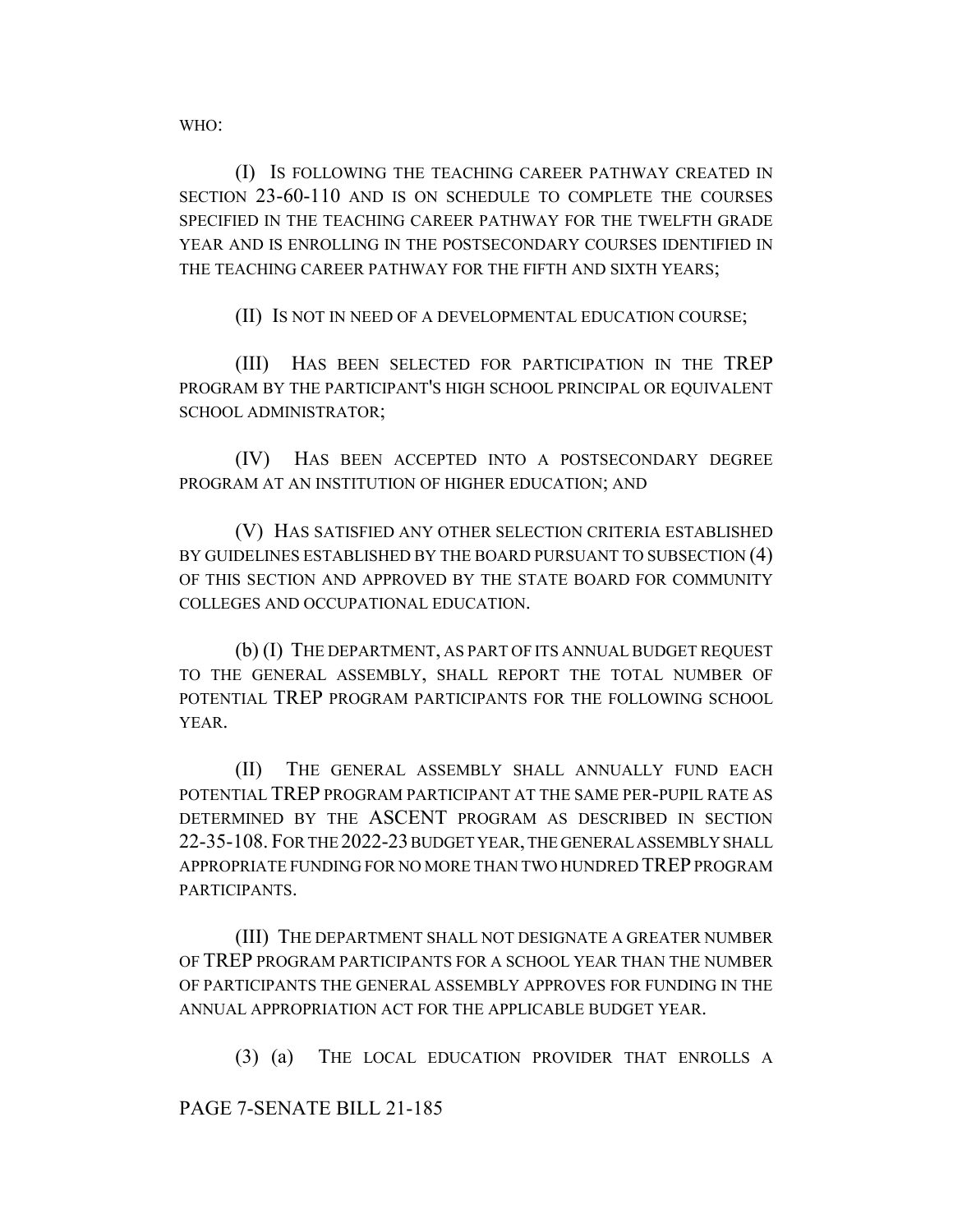WHO:

(I) IS FOLLOWING THE TEACHING CAREER PATHWAY CREATED IN SECTION 23-60-110 AND IS ON SCHEDULE TO COMPLETE THE COURSES SPECIFIED IN THE TEACHING CAREER PATHWAY FOR THE TWELFTH GRADE YEAR AND IS ENROLLING IN THE POSTSECONDARY COURSES IDENTIFIED IN THE TEACHING CAREER PATHWAY FOR THE FIFTH AND SIXTH YEARS;

(II) IS NOT IN NEED OF A DEVELOPMENTAL EDUCATION COURSE;

(III) HAS BEEN SELECTED FOR PARTICIPATION IN THE TREP PROGRAM BY THE PARTICIPANT'S HIGH SCHOOL PRINCIPAL OR EQUIVALENT SCHOOL ADMINISTRATOR;

(IV) HAS BEEN ACCEPTED INTO A POSTSECONDARY DEGREE PROGRAM AT AN INSTITUTION OF HIGHER EDUCATION; AND

(V) HAS SATISFIED ANY OTHER SELECTION CRITERIA ESTABLISHED BY GUIDELINES ESTABLISHED BY THE BOARD PURSUANT TO SUBSECTION (4) OF THIS SECTION AND APPROVED BY THE STATE BOARD FOR COMMUNITY COLLEGES AND OCCUPATIONAL EDUCATION.

(b) (I) THE DEPARTMENT, AS PART OF ITS ANNUAL BUDGET REQUEST TO THE GENERAL ASSEMBLY, SHALL REPORT THE TOTAL NUMBER OF POTENTIAL TREP PROGRAM PARTICIPANTS FOR THE FOLLOWING SCHOOL YEAR.

(II) THE GENERAL ASSEMBLY SHALL ANNUALLY FUND EACH POTENTIAL TREP PROGRAM PARTICIPANT AT THE SAME PER-PUPIL RATE AS DETERMINED BY THE ASCENT PROGRAM AS DESCRIBED IN SECTION 22-35-108. FOR THE 2022-23 BUDGET YEAR, THE GENERAL ASSEMBLY SHALL APPROPRIATE FUNDING FOR NO MORE THAN TWO HUNDRED TREP PROGRAM PARTICIPANTS.

(III) THE DEPARTMENT SHALL NOT DESIGNATE A GREATER NUMBER OF TREP PROGRAM PARTICIPANTS FOR A SCHOOL YEAR THAN THE NUMBER OF PARTICIPANTS THE GENERAL ASSEMBLY APPROVES FOR FUNDING IN THE ANNUAL APPROPRIATION ACT FOR THE APPLICABLE BUDGET YEAR.

(3) (a) THE LOCAL EDUCATION PROVIDER THAT ENROLLS A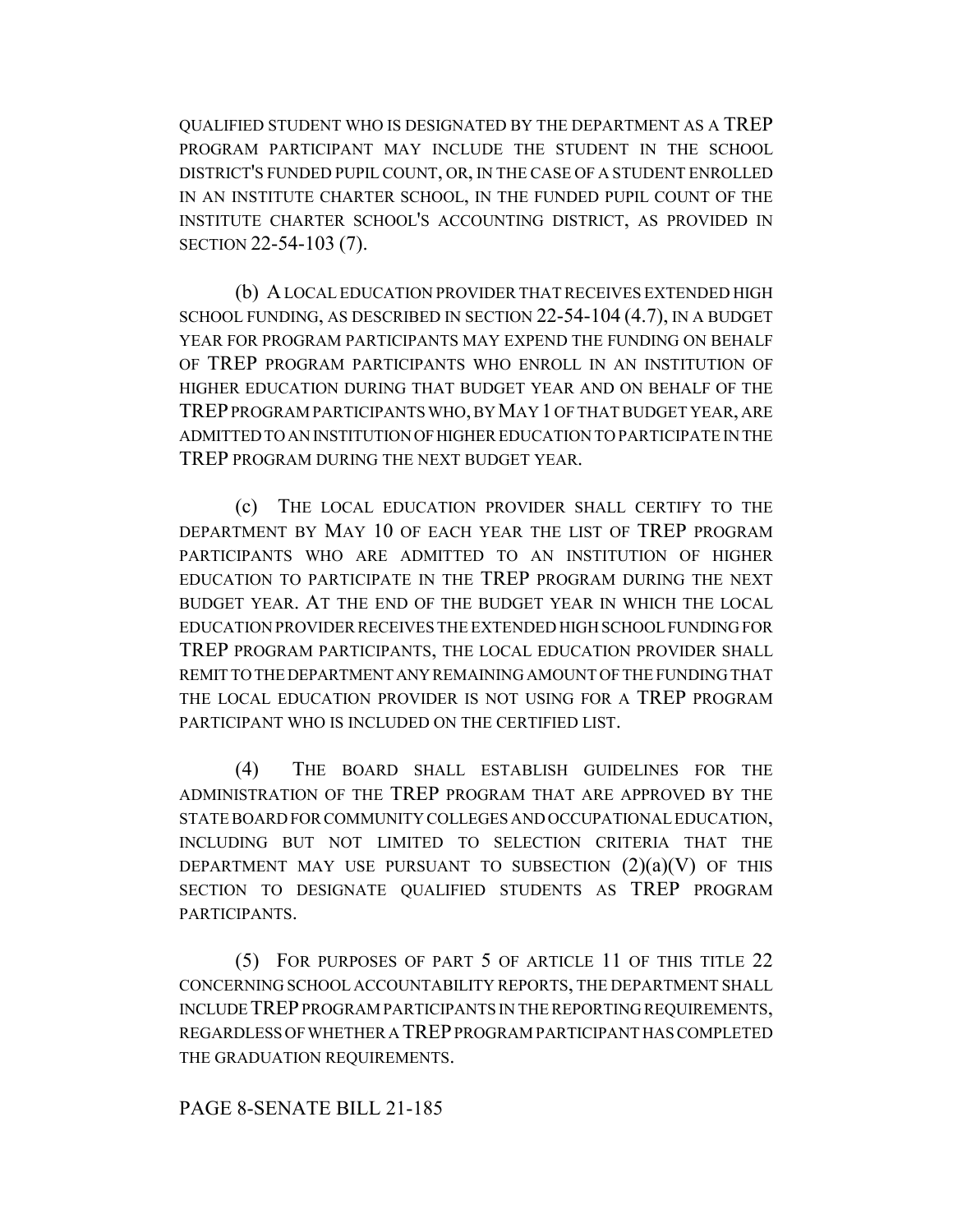QUALIFIED STUDENT WHO IS DESIGNATED BY THE DEPARTMENT AS A TREP PROGRAM PARTICIPANT MAY INCLUDE THE STUDENT IN THE SCHOOL DISTRICT'S FUNDED PUPIL COUNT, OR, IN THE CASE OF A STUDENT ENROLLED IN AN INSTITUTE CHARTER SCHOOL, IN THE FUNDED PUPIL COUNT OF THE INSTITUTE CHARTER SCHOOL'S ACCOUNTING DISTRICT, AS PROVIDED IN SECTION 22-54-103 (7).

(b) A LOCAL EDUCATION PROVIDER THAT RECEIVES EXTENDED HIGH SCHOOL FUNDING, AS DESCRIBED IN SECTION 22-54-104 (4.7), IN A BUDGET YEAR FOR PROGRAM PARTICIPANTS MAY EXPEND THE FUNDING ON BEHALF OF TREP PROGRAM PARTICIPANTS WHO ENROLL IN AN INSTITUTION OF HIGHER EDUCATION DURING THAT BUDGET YEAR AND ON BEHALF OF THE TREP PROGRAM PARTICIPANTS WHO, BY MAY 1 OF THAT BUDGET YEAR, ARE ADMITTED TO AN INSTITUTION OF HIGHER EDUCATION TO PARTICIPATE IN THE TREP PROGRAM DURING THE NEXT BUDGET YEAR.

(c) THE LOCAL EDUCATION PROVIDER SHALL CERTIFY TO THE DEPARTMENT BY MAY 10 OF EACH YEAR THE LIST OF TREP PROGRAM PARTICIPANTS WHO ARE ADMITTED TO AN INSTITUTION OF HIGHER EDUCATION TO PARTICIPATE IN THE TREP PROGRAM DURING THE NEXT BUDGET YEAR. AT THE END OF THE BUDGET YEAR IN WHICH THE LOCAL EDUCATION PROVIDER RECEIVES THE EXTENDED HIGH SCHOOL FUNDING FOR TREP PROGRAM PARTICIPANTS, THE LOCAL EDUCATION PROVIDER SHALL REMIT TO THE DEPARTMENT ANY REMAINING AMOUNT OF THE FUNDING THAT THE LOCAL EDUCATION PROVIDER IS NOT USING FOR A TREP PROGRAM PARTICIPANT WHO IS INCLUDED ON THE CERTIFIED LIST.

(4) THE BOARD SHALL ESTABLISH GUIDELINES FOR THE ADMINISTRATION OF THE TREP PROGRAM THAT ARE APPROVED BY THE STATE BOARD FOR COMMUNITY COLLEGES AND OCCUPATIONAL EDUCATION, INCLUDING BUT NOT LIMITED TO SELECTION CRITERIA THAT THE DEPARTMENT MAY USE PURSUANT TO SUBSECTION (2)(a)(V) OF THIS SECTION TO DESIGNATE QUALIFIED STUDENTS AS TREP PROGRAM PARTICIPANTS.

(5) FOR PURPOSES OF PART 5 OF ARTICLE 11 OF THIS TITLE 22 CONCERNING SCHOOL ACCOUNTABILITY REPORTS, THE DEPARTMENT SHALL INCLUDE TREP PROGRAM PARTICIPANTS IN THE REPORTING REQUIREMENTS, REGARDLESS OF WHETHER A TREP PROGRAM PARTICIPANT HAS COMPLETED THE GRADUATION REQUIREMENTS.

PAGE 8-SENATE BILL 21-185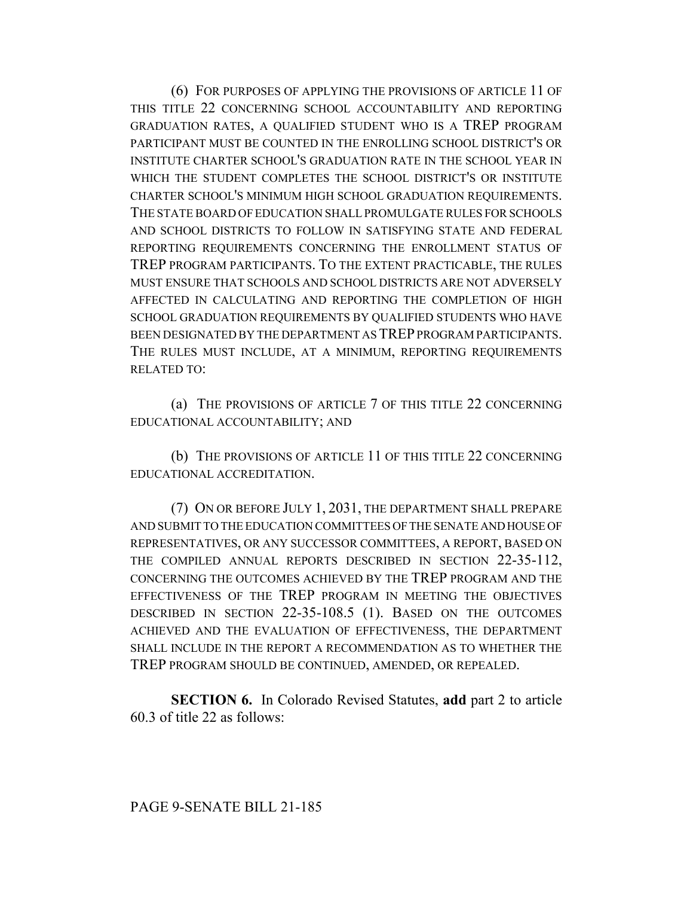(6) FOR PURPOSES OF APPLYING THE PROVISIONS OF ARTICLE 11 OF THIS TITLE 22 CONCERNING SCHOOL ACCOUNTABILITY AND REPORTING GRADUATION RATES, A QUALIFIED STUDENT WHO IS A TREP PROGRAM PARTICIPANT MUST BE COUNTED IN THE ENROLLING SCHOOL DISTRICT'S OR INSTITUTE CHARTER SCHOOL'S GRADUATION RATE IN THE SCHOOL YEAR IN WHICH THE STUDENT COMPLETES THE SCHOOL DISTRICT'S OR INSTITUTE CHARTER SCHOOL'S MINIMUM HIGH SCHOOL GRADUATION REQUIREMENTS. THE STATE BOARD OF EDUCATION SHALL PROMULGATE RULES FOR SCHOOLS AND SCHOOL DISTRICTS TO FOLLOW IN SATISFYING STATE AND FEDERAL REPORTING REQUIREMENTS CONCERNING THE ENROLLMENT STATUS OF TREP PROGRAM PARTICIPANTS. TO THE EXTENT PRACTICABLE, THE RULES MUST ENSURE THAT SCHOOLS AND SCHOOL DISTRICTS ARE NOT ADVERSELY AFFECTED IN CALCULATING AND REPORTING THE COMPLETION OF HIGH SCHOOL GRADUATION REQUIREMENTS BY QUALIFIED STUDENTS WHO HAVE BEEN DESIGNATED BY THE DEPARTMENT AS TREP PROGRAM PARTICIPANTS. THE RULES MUST INCLUDE, AT A MINIMUM, REPORTING REQUIREMENTS RELATED TO:

(a) THE PROVISIONS OF ARTICLE 7 OF THIS TITLE 22 CONCERNING EDUCATIONAL ACCOUNTABILITY; AND

(b) THE PROVISIONS OF ARTICLE 11 OF THIS TITLE 22 CONCERNING EDUCATIONAL ACCREDITATION.

(7) ON OR BEFORE JULY 1, 2031, THE DEPARTMENT SHALL PREPARE AND SUBMIT TO THE EDUCATION COMMITTEES OF THE SENATE AND HOUSE OF REPRESENTATIVES, OR ANY SUCCESSOR COMMITTEES, A REPORT, BASED ON THE COMPILED ANNUAL REPORTS DESCRIBED IN SECTION 22-35-112, CONCERNING THE OUTCOMES ACHIEVED BY THE TREP PROGRAM AND THE EFFECTIVENESS OF THE TREP PROGRAM IN MEETING THE OBJECTIVES DESCRIBED IN SECTION 22-35-108.5 (1). BASED ON THE OUTCOMES ACHIEVED AND THE EVALUATION OF EFFECTIVENESS, THE DEPARTMENT SHALL INCLUDE IN THE REPORT A RECOMMENDATION AS TO WHETHER THE TREP PROGRAM SHOULD BE CONTINUED, AMENDED, OR REPEALED.

**SECTION 6.** In Colorado Revised Statutes, **add** part 2 to article 60.3 of title 22 as follows: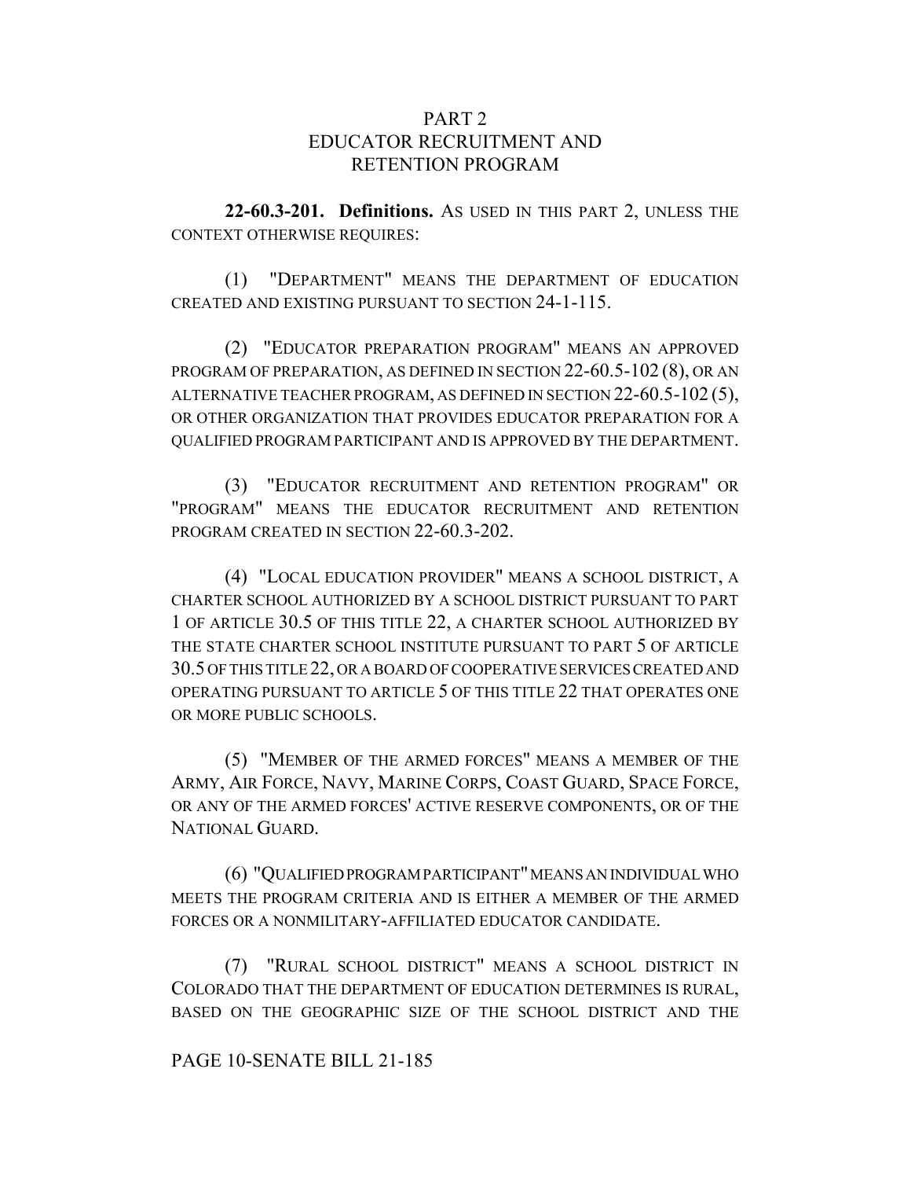## PART 2
## EDUCATOR RECRUITMENT AND RETENTION PROGRAM

**22-60.3-201. Definitions.** AS USED IN THIS PART 2, UNLESS THE CONTEXT OTHERWISE REQUIRES:

(1) "DEPARTMENT" MEANS THE DEPARTMENT OF EDUCATION CREATED AND EXISTING PURSUANT TO SECTION 24-1-115.

(2) "EDUCATOR PREPARATION PROGRAM" MEANS AN APPROVED PROGRAM OF PREPARATION, AS DEFINED IN SECTION 22-60.5-102 (8), OR AN ALTERNATIVE TEACHER PROGRAM, AS DEFINED IN SECTION 22-60.5-102 (5), OR OTHER ORGANIZATION THAT PROVIDES EDUCATOR PREPARATION FOR A QUALIFIED PROGRAM PARTICIPANT AND IS APPROVED BY THE DEPARTMENT.

(3) "EDUCATOR RECRUITMENT AND RETENTION PROGRAM" OR "PROGRAM" MEANS THE EDUCATOR RECRUITMENT AND RETENTION PROGRAM CREATED IN SECTION 22-60.3-202.

(4) "LOCAL EDUCATION PROVIDER" MEANS A SCHOOL DISTRICT, A CHARTER SCHOOL AUTHORIZED BY A SCHOOL DISTRICT PURSUANT TO PART 1 OF ARTICLE 30.5 OF THIS TITLE 22, A CHARTER SCHOOL AUTHORIZED BY THE STATE CHARTER SCHOOL INSTITUTE PURSUANT TO PART 5 OF ARTICLE 30.5 OF THIS TITLE 22, OR A BOARD OF COOPERATIVE SERVICES CREATED AND OPERATING PURSUANT TO ARTICLE 5 OF THIS TITLE 22 THAT OPERATES ONE OR MORE PUBLIC SCHOOLS.

(5) "MEMBER OF THE ARMED FORCES" MEANS A MEMBER OF THE ARMY, AIR FORCE, NAVY, MARINE CORPS, COAST GUARD, SPACE FORCE, OR ANY OF THE ARMED FORCES' ACTIVE RESERVE COMPONENTS, OR OF THE NATIONAL GUARD.

(6) "QUALIFIED PROGRAM PARTICIPANT" MEANS AN INDIVIDUAL WHO MEETS THE PROGRAM CRITERIA AND IS EITHER A MEMBER OF THE ARMED FORCES OR A NONMILITARY-AFFILIATED EDUCATOR CANDIDATE.

(7) "RURAL SCHOOL DISTRICT" MEANS A SCHOOL DISTRICT IN COLORADO THAT THE DEPARTMENT OF EDUCATION DETERMINES IS RURAL, BASED ON THE GEOGRAPHIC SIZE OF THE SCHOOL DISTRICT AND THE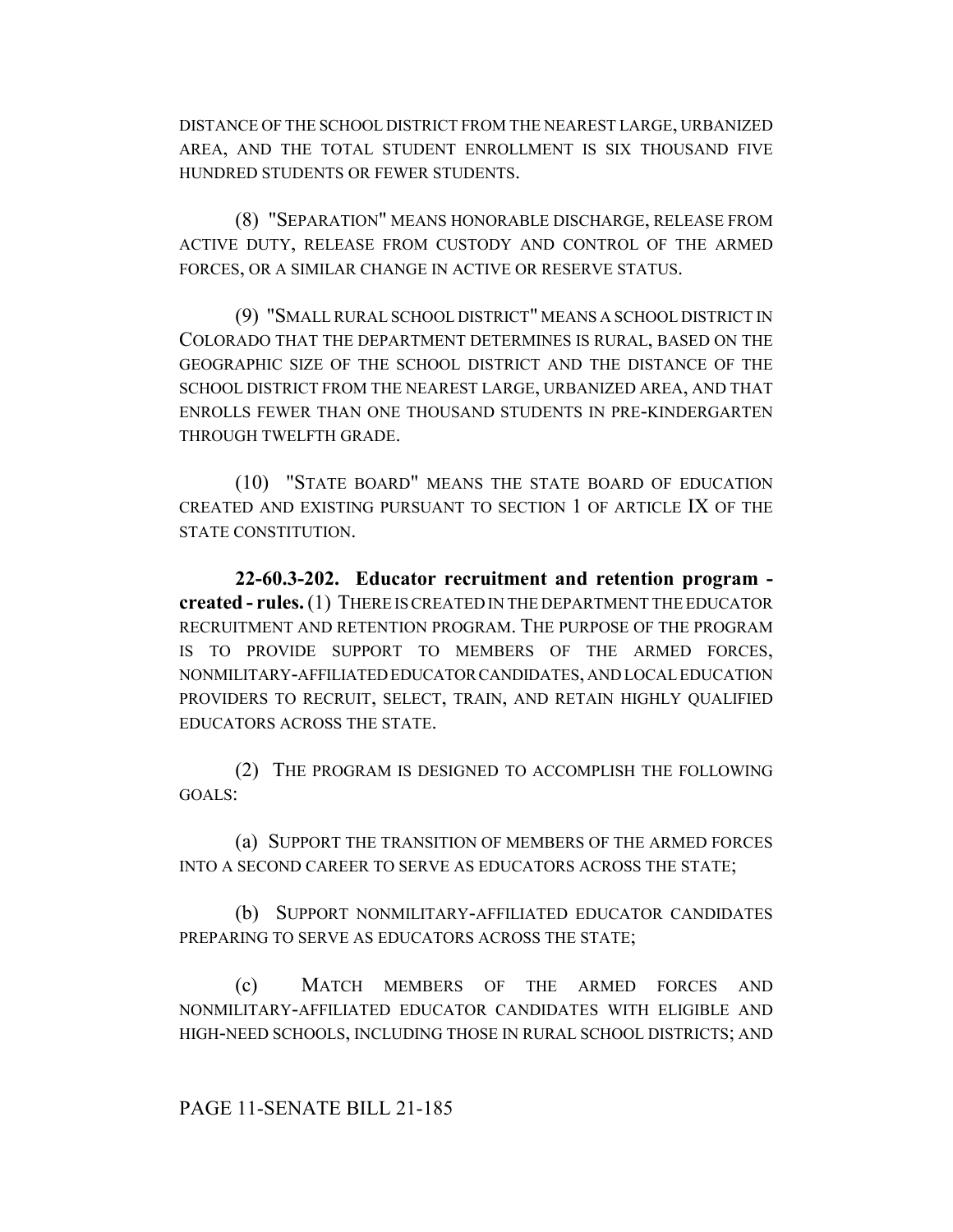DISTANCE OF THE SCHOOL DISTRICT FROM THE NEAREST LARGE, URBANIZED AREA, AND THE TOTAL STUDENT ENROLLMENT IS SIX THOUSAND FIVE HUNDRED STUDENTS OR FEWER STUDENTS.

(8) "SEPARATION" MEANS HONORABLE DISCHARGE, RELEASE FROM ACTIVE DUTY, RELEASE FROM CUSTODY AND CONTROL OF THE ARMED FORCES, OR A SIMILAR CHANGE IN ACTIVE OR RESERVE STATUS.

(9) "SMALL RURAL SCHOOL DISTRICT" MEANS A SCHOOL DISTRICT IN COLORADO THAT THE DEPARTMENT DETERMINES IS RURAL, BASED ON THE GEOGRAPHIC SIZE OF THE SCHOOL DISTRICT AND THE DISTANCE OF THE SCHOOL DISTRICT FROM THE NEAREST LARGE, URBANIZED AREA, AND THAT ENROLLS FEWER THAN ONE THOUSAND STUDENTS IN PRE-KINDERGARTEN THROUGH TWELFTH GRADE.

(10) "STATE BOARD" MEANS THE STATE BOARD OF EDUCATION CREATED AND EXISTING PURSUANT TO SECTION 1 OF ARTICLE IX OF THE STATE CONSTITUTION.

**22-60.3-202. Educator recruitment and retention program - created - rules.** (1) THERE IS CREATED IN THE DEPARTMENT THE EDUCATOR RECRUITMENT AND RETENTION PROGRAM. THE PURPOSE OF THE PROGRAM IS TO PROVIDE SUPPORT TO MEMBERS OF THE ARMED FORCES, NONMILITARY-AFFILIATED EDUCATOR CANDIDATES, AND LOCAL EDUCATION PROVIDERS TO RECRUIT, SELECT, TRAIN, AND RETAIN HIGHLY QUALIFIED EDUCATORS ACROSS THE STATE.

(2) THE PROGRAM IS DESIGNED TO ACCOMPLISH THE FOLLOWING GOALS:

(a) SUPPORT THE TRANSITION OF MEMBERS OF THE ARMED FORCES INTO A SECOND CAREER TO SERVE AS EDUCATORS ACROSS THE STATE;

(b) SUPPORT NONMILITARY-AFFILIATED EDUCATOR CANDIDATES PREPARING TO SERVE AS EDUCATORS ACROSS THE STATE;

(c) MATCH MEMBERS OF THE ARMED FORCES AND NONMILITARY-AFFILIATED EDUCATOR CANDIDATES WITH ELIGIBLE AND HIGH-NEED SCHOOLS, INCLUDING THOSE IN RURAL SCHOOL DISTRICTS; AND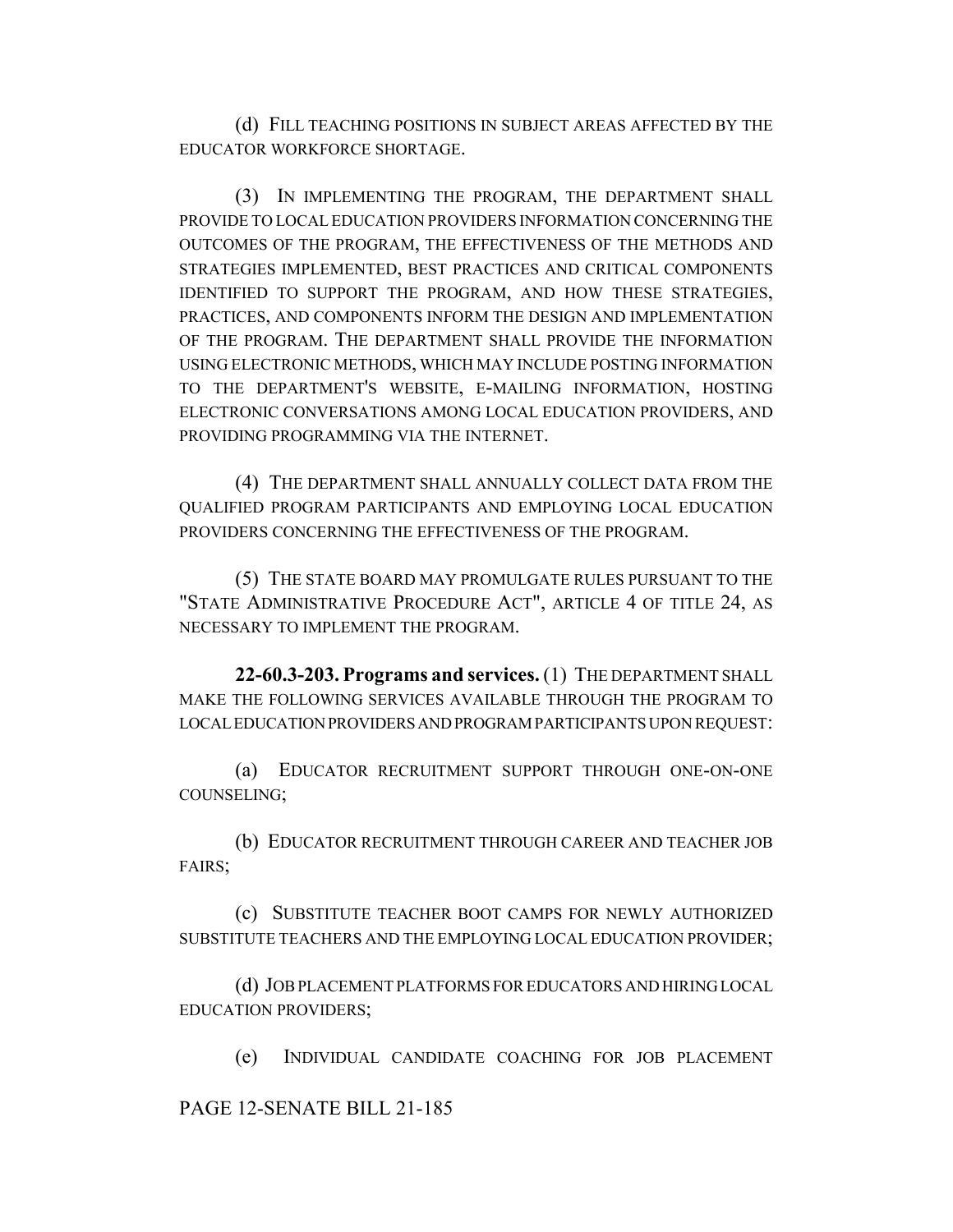(d) FILL TEACHING POSITIONS IN SUBJECT AREAS AFFECTED BY THE EDUCATOR WORKFORCE SHORTAGE.

(3) IN IMPLEMENTING THE PROGRAM, THE DEPARTMENT SHALL PROVIDE TO LOCAL EDUCATION PROVIDERS INFORMATION CONCERNING THE OUTCOMES OF THE PROGRAM, THE EFFECTIVENESS OF THE METHODS AND STRATEGIES IMPLEMENTED, BEST PRACTICES AND CRITICAL COMPONENTS IDENTIFIED TO SUPPORT THE PROGRAM, AND HOW THESE STRATEGIES, PRACTICES, AND COMPONENTS INFORM THE DESIGN AND IMPLEMENTATION OF THE PROGRAM. THE DEPARTMENT SHALL PROVIDE THE INFORMATION USING ELECTRONIC METHODS, WHICH MAY INCLUDE POSTING INFORMATION TO THE DEPARTMENT'S WEBSITE, E-MAILING INFORMATION, HOSTING ELECTRONIC CONVERSATIONS AMONG LOCAL EDUCATION PROVIDERS, AND PROVIDING PROGRAMMING VIA THE INTERNET.

(4) THE DEPARTMENT SHALL ANNUALLY COLLECT DATA FROM THE QUALIFIED PROGRAM PARTICIPANTS AND EMPLOYING LOCAL EDUCATION PROVIDERS CONCERNING THE EFFECTIVENESS OF THE PROGRAM.

(5) THE STATE BOARD MAY PROMULGATE RULES PURSUANT TO THE "STATE ADMINISTRATIVE PROCEDURE ACT", ARTICLE 4 OF TITLE 24, AS NECESSARY TO IMPLEMENT THE PROGRAM.

**22-60.3-203. Programs and services.** (1) THE DEPARTMENT SHALL MAKE THE FOLLOWING SERVICES AVAILABLE THROUGH THE PROGRAM TO LOCAL EDUCATION PROVIDERS AND PROGRAM PARTICIPANTS UPON REQUEST:

(a) EDUCATOR RECRUITMENT SUPPORT THROUGH ONE-ON-ONE COUNSELING;

(b) EDUCATOR RECRUITMENT THROUGH CAREER AND TEACHER JOB FAIRS;

(c) SUBSTITUTE TEACHER BOOT CAMPS FOR NEWLY AUTHORIZED SUBSTITUTE TEACHERS AND THE EMPLOYING LOCAL EDUCATION PROVIDER;

(d) JOB PLACEMENT PLATFORMS FOR EDUCATORS AND HIRING LOCAL EDUCATION PROVIDERS;

(e) INDIVIDUAL CANDIDATE COACHING FOR JOB PLACEMENT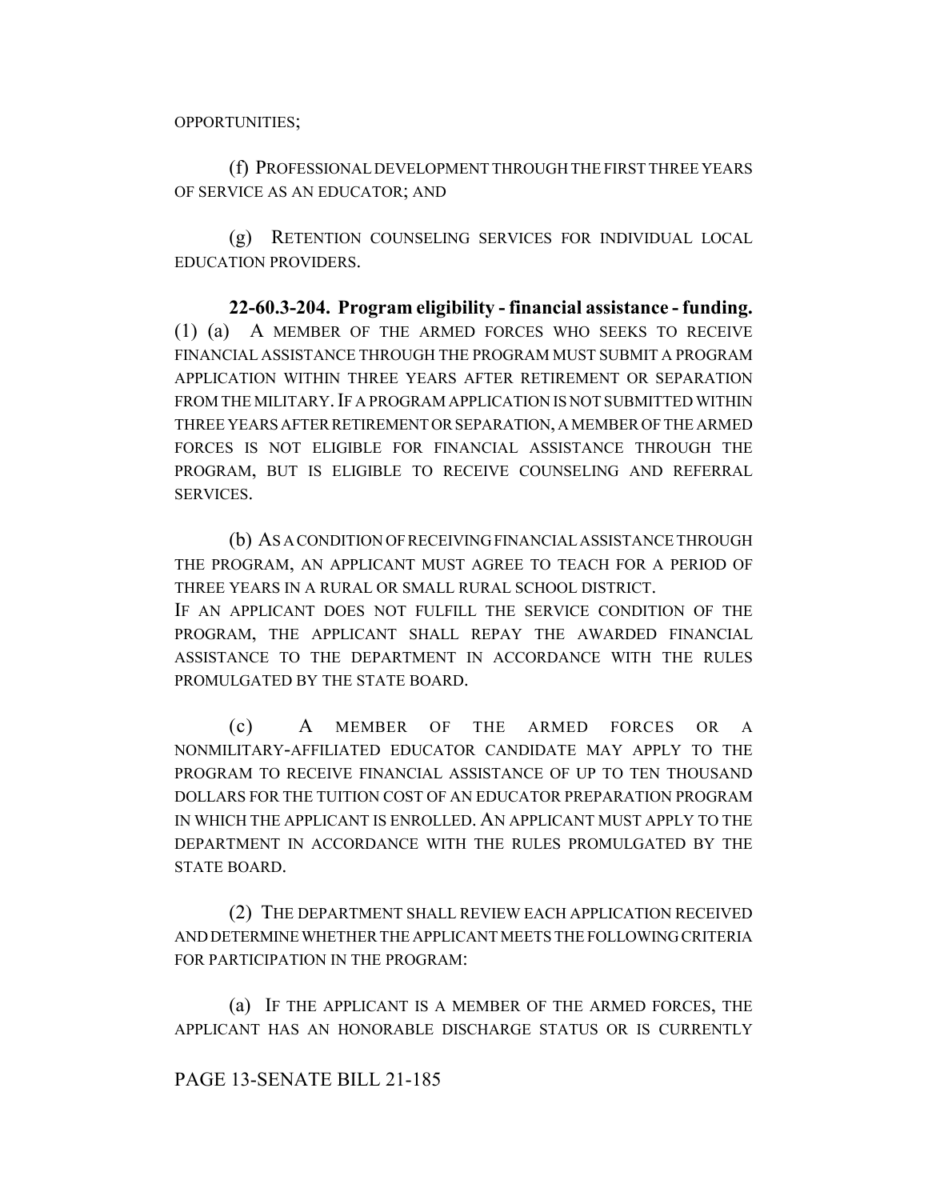OPPORTUNITIES;

(f) PROFESSIONAL DEVELOPMENT THROUGH THE FIRST THREE YEARS OF SERVICE AS AN EDUCATOR; AND

(g) RETENTION COUNSELING SERVICES FOR INDIVIDUAL LOCAL EDUCATION PROVIDERS.

**22-60.3-204. Program eligibility - financial assistance - funding.** (1) (a) A MEMBER OF THE ARMED FORCES WHO SEEKS TO RECEIVE FINANCIAL ASSISTANCE THROUGH THE PROGRAM MUST SUBMIT A PROGRAM APPLICATION WITHIN THREE YEARS AFTER RETIREMENT OR SEPARATION FROM THE MILITARY. IF A PROGRAM APPLICATION IS NOT SUBMITTED WITHIN THREE YEARS AFTER RETIREMENT OR SEPARATION, A MEMBER OF THE ARMED FORCES IS NOT ELIGIBLE FOR FINANCIAL ASSISTANCE THROUGH THE PROGRAM, BUT IS ELIGIBLE TO RECEIVE COUNSELING AND REFERRAL SERVICES.

(b) AS A CONDITION OF RECEIVING FINANCIAL ASSISTANCE THROUGH THE PROGRAM, AN APPLICANT MUST AGREE TO TEACH FOR A PERIOD OF THREE YEARS IN A RURAL OR SMALL RURAL SCHOOL DISTRICT. IF AN APPLICANT DOES NOT FULFILL THE SERVICE CONDITION OF THE PROGRAM, THE APPLICANT SHALL REPAY THE AWARDED FINANCIAL ASSISTANCE TO THE DEPARTMENT IN ACCORDANCE WITH THE RULES PROMULGATED BY THE STATE BOARD.

(c) A MEMBER OF THE ARMED FORCES OR A NONMILITARY-AFFILIATED EDUCATOR CANDIDATE MAY APPLY TO THE PROGRAM TO RECEIVE FINANCIAL ASSISTANCE OF UP TO TEN THOUSAND DOLLARS FOR THE TUITION COST OF AN EDUCATOR PREPARATION PROGRAM IN WHICH THE APPLICANT IS ENROLLED. AN APPLICANT MUST APPLY TO THE DEPARTMENT IN ACCORDANCE WITH THE RULES PROMULGATED BY THE STATE BOARD.

(2) THE DEPARTMENT SHALL REVIEW EACH APPLICATION RECEIVED AND DETERMINE WHETHER THE APPLICANT MEETS THE FOLLOWING CRITERIA FOR PARTICIPATION IN THE PROGRAM:

(a) IF THE APPLICANT IS A MEMBER OF THE ARMED FORCES, THE APPLICANT HAS AN HONORABLE DISCHARGE STATUS OR IS CURRENTLY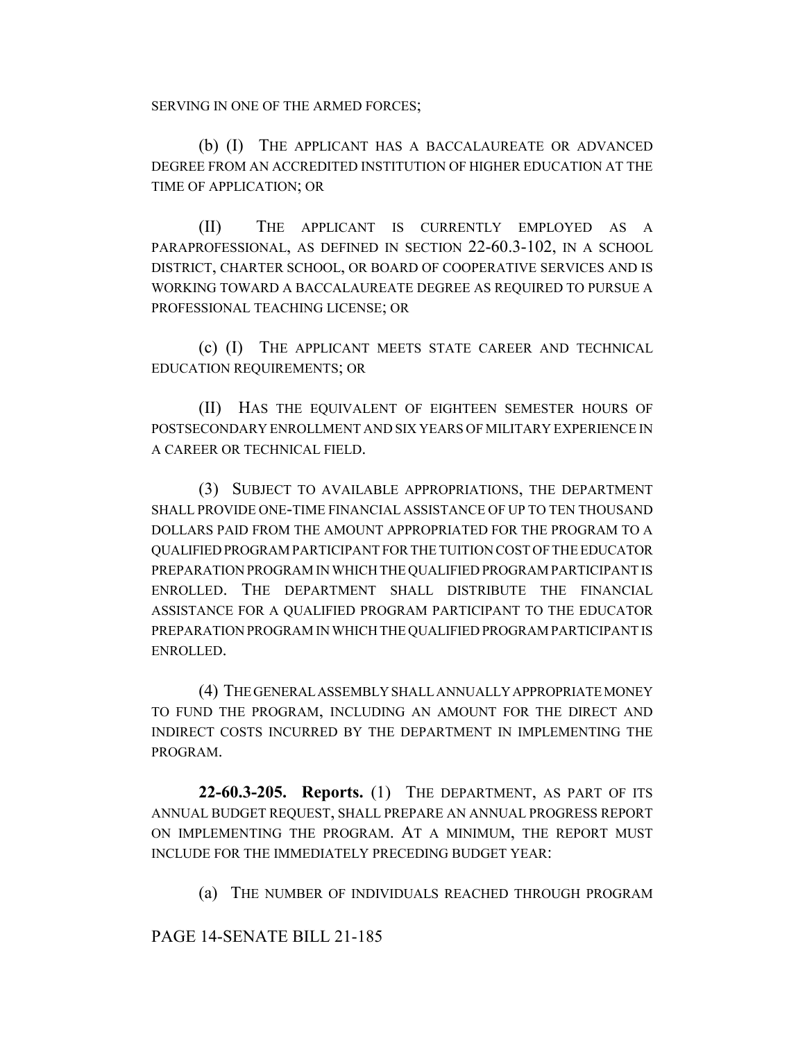SERVING IN ONE OF THE ARMED FORCES;

(b) (I) THE APPLICANT HAS A BACCALAUREATE OR ADVANCED DEGREE FROM AN ACCREDITED INSTITUTION OF HIGHER EDUCATION AT THE TIME OF APPLICATION; OR

(II) THE APPLICANT IS CURRENTLY EMPLOYED AS A PARAPROFESSIONAL, AS DEFINED IN SECTION 22-60.3-102, IN A SCHOOL DISTRICT, CHARTER SCHOOL, OR BOARD OF COOPERATIVE SERVICES AND IS WORKING TOWARD A BACCALAUREATE DEGREE AS REQUIRED TO PURSUE A PROFESSIONAL TEACHING LICENSE; OR

(c) (I) THE APPLICANT MEETS STATE CAREER AND TECHNICAL EDUCATION REQUIREMENTS; OR

(II) HAS THE EQUIVALENT OF EIGHTEEN SEMESTER HOURS OF POSTSECONDARY ENROLLMENT AND SIX YEARS OF MILITARY EXPERIENCE IN A CAREER OR TECHNICAL FIELD.

(3) SUBJECT TO AVAILABLE APPROPRIATIONS, THE DEPARTMENT SHALL PROVIDE ONE-TIME FINANCIAL ASSISTANCE OF UP TO TEN THOUSAND DOLLARS PAID FROM THE AMOUNT APPROPRIATED FOR THE PROGRAM TO A QUALIFIED PROGRAM PARTICIPANT FOR THE TUITION COST OF THE EDUCATOR PREPARATION PROGRAM IN WHICH THE QUALIFIED PROGRAM PARTICIPANT IS ENROLLED. THE DEPARTMENT SHALL DISTRIBUTE THE FINANCIAL ASSISTANCE FOR A QUALIFIED PROGRAM PARTICIPANT TO THE EDUCATOR PREPARATION PROGRAM IN WHICH THE QUALIFIED PROGRAM PARTICIPANT IS ENROLLED.

(4) THE GENERAL ASSEMBLY SHALL ANNUALLY APPROPRIATE MONEY TO FUND THE PROGRAM, INCLUDING AN AMOUNT FOR THE DIRECT AND INDIRECT COSTS INCURRED BY THE DEPARTMENT IN IMPLEMENTING THE PROGRAM.

**22-60.3-205. Reports.** (1) THE DEPARTMENT, AS PART OF ITS ANNUAL BUDGET REQUEST, SHALL PREPARE AN ANNUAL PROGRESS REPORT ON IMPLEMENTING THE PROGRAM. AT A MINIMUM, THE REPORT MUST INCLUDE FOR THE IMMEDIATELY PRECEDING BUDGET YEAR:

(a) THE NUMBER OF INDIVIDUALS REACHED THROUGH PROGRAM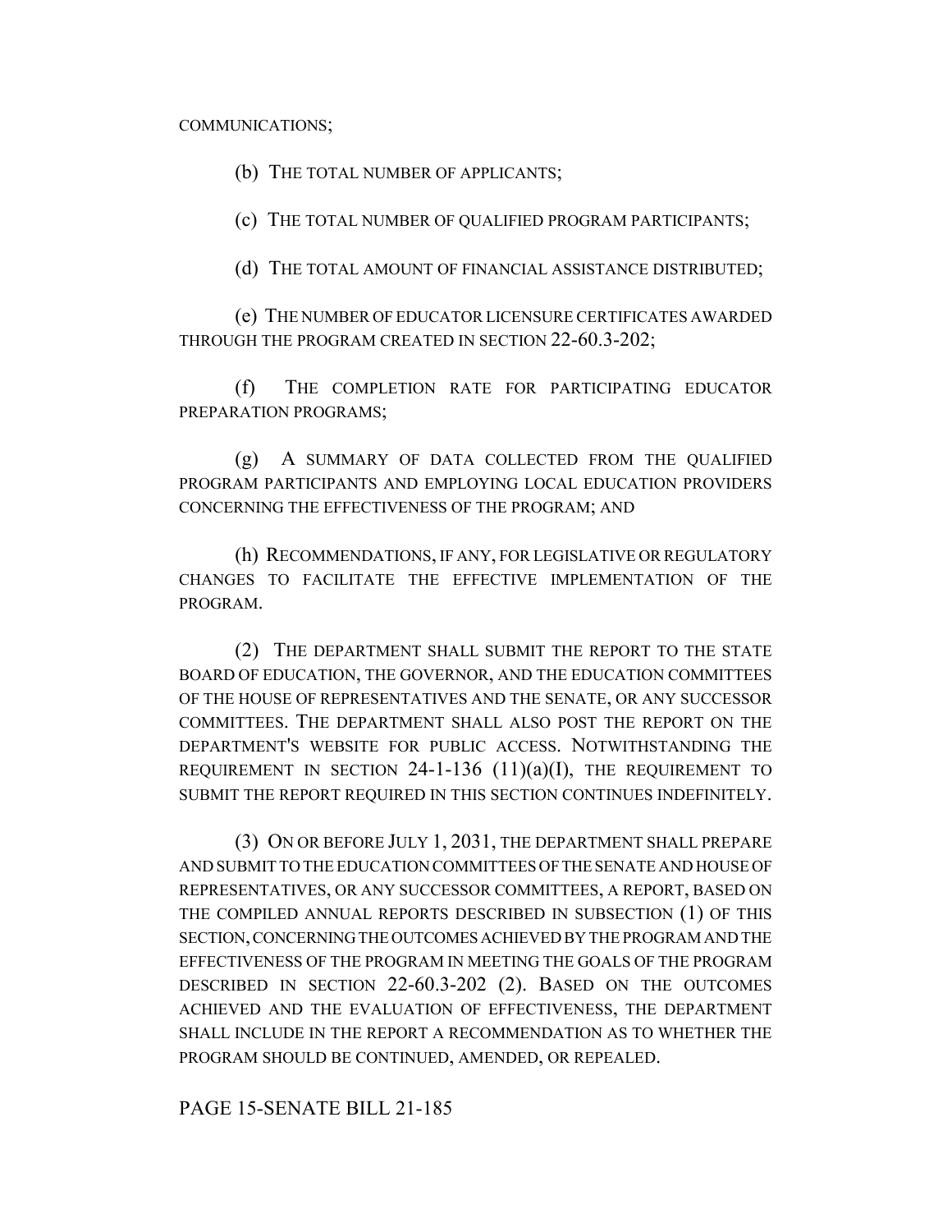COMMUNICATIONS;

(b) THE TOTAL NUMBER OF APPLICANTS;

(c) THE TOTAL NUMBER OF QUALIFIED PROGRAM PARTICIPANTS;

(d) THE TOTAL AMOUNT OF FINANCIAL ASSISTANCE DISTRIBUTED;

(e) THE NUMBER OF EDUCATOR LICENSURE CERTIFICATES AWARDED THROUGH THE PROGRAM CREATED IN SECTION 22-60.3-202;

(f) THE COMPLETION RATE FOR PARTICIPATING EDUCATOR PREPARATION PROGRAMS;

(g) A SUMMARY OF DATA COLLECTED FROM THE QUALIFIED PROGRAM PARTICIPANTS AND EMPLOYING LOCAL EDUCATION PROVIDERS CONCERNING THE EFFECTIVENESS OF THE PROGRAM; AND

(h) RECOMMENDATIONS, IF ANY, FOR LEGISLATIVE OR REGULATORY CHANGES TO FACILITATE THE EFFECTIVE IMPLEMENTATION OF THE PROGRAM.

(2) THE DEPARTMENT SHALL SUBMIT THE REPORT TO THE STATE BOARD OF EDUCATION, THE GOVERNOR, AND THE EDUCATION COMMITTEES OF THE HOUSE OF REPRESENTATIVES AND THE SENATE, OR ANY SUCCESSOR COMMITTEES. THE DEPARTMENT SHALL ALSO POST THE REPORT ON THE DEPARTMENT'S WEBSITE FOR PUBLIC ACCESS. NOTWITHSTANDING THE REQUIREMENT IN SECTION 24-1-136 (11)(a)(I), THE REQUIREMENT TO SUBMIT THE REPORT REQUIRED IN THIS SECTION CONTINUES INDEFINITELY.

(3) ON OR BEFORE JULY 1, 2031, THE DEPARTMENT SHALL PREPARE AND SUBMIT TO THE EDUCATION COMMITTEES OF THE SENATE AND HOUSE OF REPRESENTATIVES, OR ANY SUCCESSOR COMMITTEES, A REPORT, BASED ON THE COMPILED ANNUAL REPORTS DESCRIBED IN SUBSECTION (1) OF THIS SECTION, CONCERNING THE OUTCOMES ACHIEVED BY THE PROGRAM AND THE EFFECTIVENESS OF THE PROGRAM IN MEETING THE GOALS OF THE PROGRAM DESCRIBED IN SECTION 22-60.3-202 (2). BASED ON THE OUTCOMES ACHIEVED AND THE EVALUATION OF EFFECTIVENESS, THE DEPARTMENT SHALL INCLUDE IN THE REPORT A RECOMMENDATION AS TO WHETHER THE PROGRAM SHOULD BE CONTINUED, AMENDED, OR REPEALED.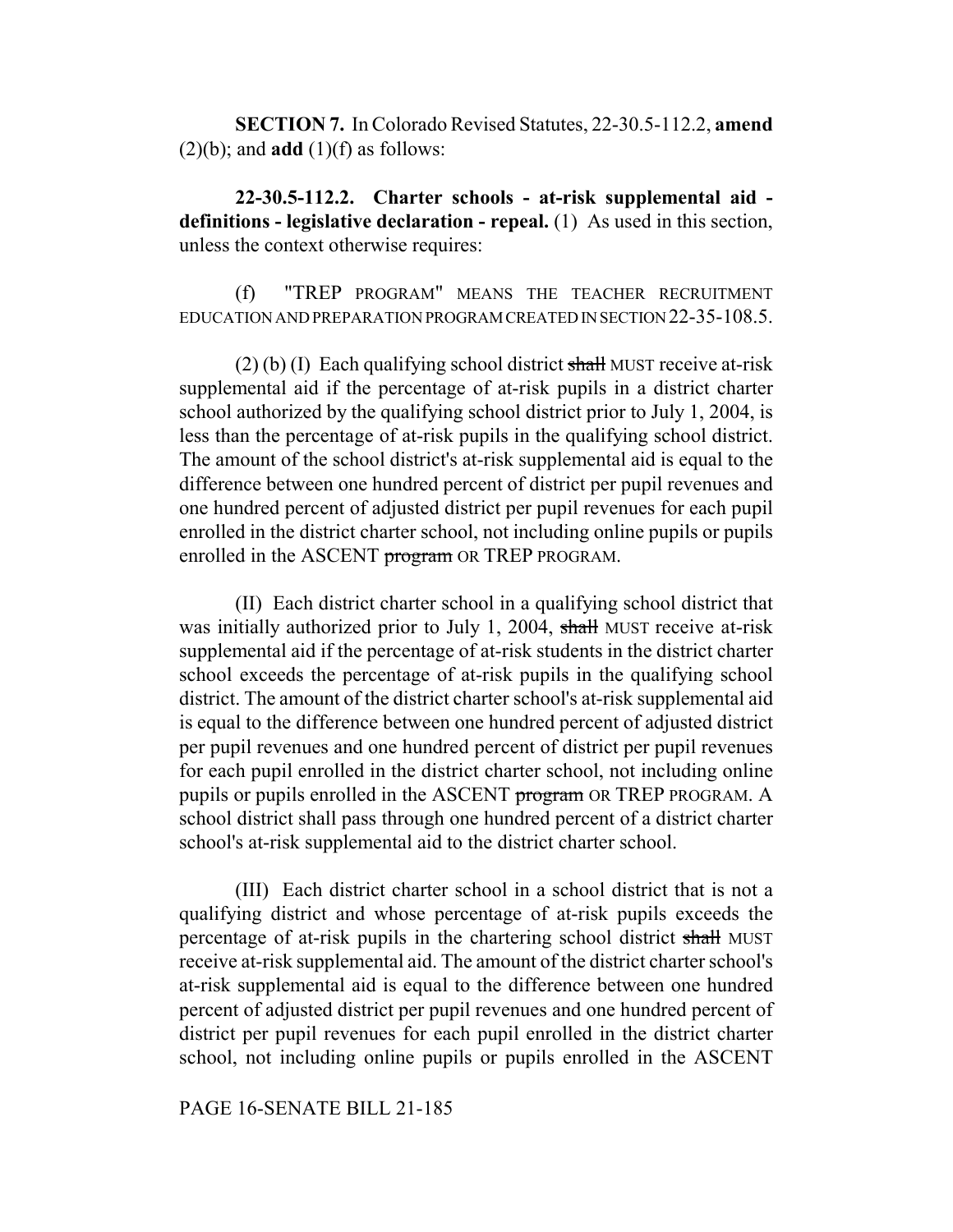**SECTION 7.** In Colorado Revised Statutes, 22-30.5-112.2, **amend** (2)(b); and **add** (1)(f) as follows:

**22-30.5-112.2. Charter schools - at-risk supplemental aid - definitions - legislative declaration - repeal.** (1) As used in this section, unless the context otherwise requires:

(f) "TREP PROGRAM" MEANS THE TEACHER RECRUITMENT EDUCATION AND PREPARATION PROGRAM CREATED IN SECTION 22-35-108.5.

(2) (b) (I) Each qualifying school district ~~shall~~ MUST receive at-risk supplemental aid if the percentage of at-risk pupils in a district charter school authorized by the qualifying school district prior to July 1, 2004, is less than the percentage of at-risk pupils in the qualifying school district. The amount of the school district's at-risk supplemental aid is equal to the difference between one hundred percent of district per pupil revenues and one hundred percent of adjusted district per pupil revenues for each pupil enrolled in the district charter school, not including online pupils or pupils enrolled in the ASCENT ~~program~~ OR TREP PROGRAM.

(II) Each district charter school in a qualifying school district that was initially authorized prior to July 1, 2004, ~~shall~~ MUST receive at-risk supplemental aid if the percentage of at-risk students in the district charter school exceeds the percentage of at-risk pupils in the qualifying school district. The amount of the district charter school's at-risk supplemental aid is equal to the difference between one hundred percent of adjusted district per pupil revenues and one hundred percent of district per pupil revenues for each pupil enrolled in the district charter school, not including online pupils or pupils enrolled in the ASCENT ~~program~~ OR TREP PROGRAM. A school district shall pass through one hundred percent of a district charter school's at-risk supplemental aid to the district charter school.

(III) Each district charter school in a school district that is not a qualifying district and whose percentage of at-risk pupils exceeds the percentage of at-risk pupils in the chartering school district ~~shall~~ MUST receive at-risk supplemental aid. The amount of the district charter school's at-risk supplemental aid is equal to the difference between one hundred percent of adjusted district per pupil revenues and one hundred percent of district per pupil revenues for each pupil enrolled in the district charter school, not including online pupils or pupils enrolled in the ASCENT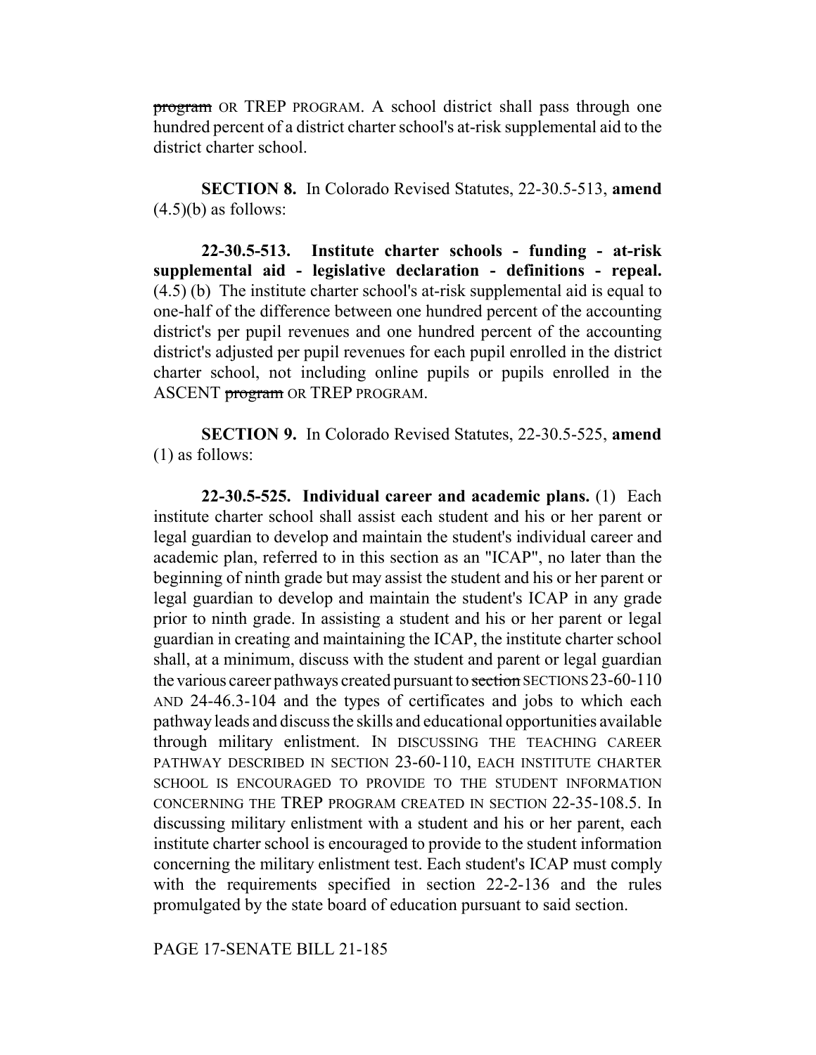~~program~~ OR TREP PROGRAM. A school district shall pass through one hundred percent of a district charter school's at-risk supplemental aid to the district charter school.

**SECTION 8.** In Colorado Revised Statutes, 22-30.5-513, **amend** (4.5)(b) as follows:

**22-30.5-513. Institute charter schools - funding - at-risk supplemental aid - legislative declaration - definitions - repeal.** (4.5) (b) The institute charter school's at-risk supplemental aid is equal to one-half of the difference between one hundred percent of the accounting district's per pupil revenues and one hundred percent of the accounting district's adjusted per pupil revenues for each pupil enrolled in the district charter school, not including online pupils or pupils enrolled in the ASCENT ~~program~~ OR TREP PROGRAM.

**SECTION 9.** In Colorado Revised Statutes, 22-30.5-525, **amend** (1) as follows:

**22-30.5-525. Individual career and academic plans.** (1) Each institute charter school shall assist each student and his or her parent or legal guardian to develop and maintain the student's individual career and academic plan, referred to in this section as an "ICAP", no later than the beginning of ninth grade but may assist the student and his or her parent or legal guardian to develop and maintain the student's ICAP in any grade prior to ninth grade. In assisting a student and his or her parent or legal guardian in creating and maintaining the ICAP, the institute charter school shall, at a minimum, discuss with the student and parent or legal guardian the various career pathways created pursuant to ~~section~~ SECTIONS 23-60-110 AND 24-46.3-104 and the types of certificates and jobs to which each pathway leads and discuss the skills and educational opportunities available through military enlistment. IN DISCUSSING THE TEACHING CAREER PATHWAY DESCRIBED IN SECTION 23-60-110, EACH INSTITUTE CHARTER SCHOOL IS ENCOURAGED TO PROVIDE TO THE STUDENT INFORMATION CONCERNING THE TREP PROGRAM CREATED IN SECTION 22-35-108.5. In discussing military enlistment with a student and his or her parent, each institute charter school is encouraged to provide to the student information concerning the military enlistment test. Each student's ICAP must comply with the requirements specified in section 22-2-136 and the rules promulgated by the state board of education pursuant to said section.

PAGE 17-SENATE BILL 21-185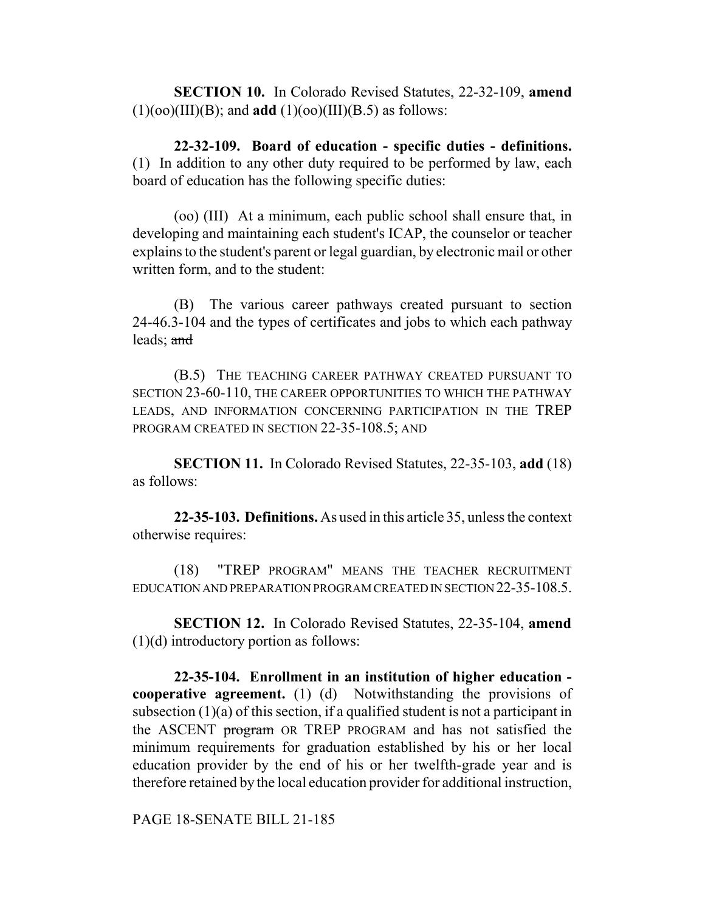**SECTION 10.** In Colorado Revised Statutes, 22-32-109, **amend** (1)(oo)(III)(B); and **add** (1)(oo)(III)(B.5) as follows:

**22-32-109. Board of education - specific duties - definitions.** (1) In addition to any other duty required to be performed by law, each board of education has the following specific duties:

(oo) (III) At a minimum, each public school shall ensure that, in developing and maintaining each student's ICAP, the counselor or teacher explains to the student's parent or legal guardian, by electronic mail or other written form, and to the student:

(B) The various career pathways created pursuant to section 24-46.3-104 and the types of certificates and jobs to which each pathway leads; ~~and~~

(B.5) THE TEACHING CAREER PATHWAY CREATED PURSUANT TO SECTION 23-60-110, THE CAREER OPPORTUNITIES TO WHICH THE PATHWAY LEADS, AND INFORMATION CONCERNING PARTICIPATION IN THE TREP PROGRAM CREATED IN SECTION 22-35-108.5; AND

**SECTION 11.** In Colorado Revised Statutes, 22-35-103, **add** (18) as follows:

**22-35-103. Definitions.** As used in this article 35, unless the context otherwise requires:

(18) "TREP PROGRAM" MEANS THE TEACHER RECRUITMENT EDUCATION AND PREPARATION PROGRAM CREATED IN SECTION 22-35-108.5.

**SECTION 12.** In Colorado Revised Statutes, 22-35-104, **amend** (1)(d) introductory portion as follows:

**22-35-104. Enrollment in an institution of higher education - cooperative agreement.** (1) (d) Notwithstanding the provisions of subsection (1)(a) of this section, if a qualified student is not a participant in the ASCENT ~~program~~ OR TREP PROGRAM and has not satisfied the minimum requirements for graduation established by his or her local education provider by the end of his or her twelfth-grade year and is therefore retained by the local education provider for additional instruction,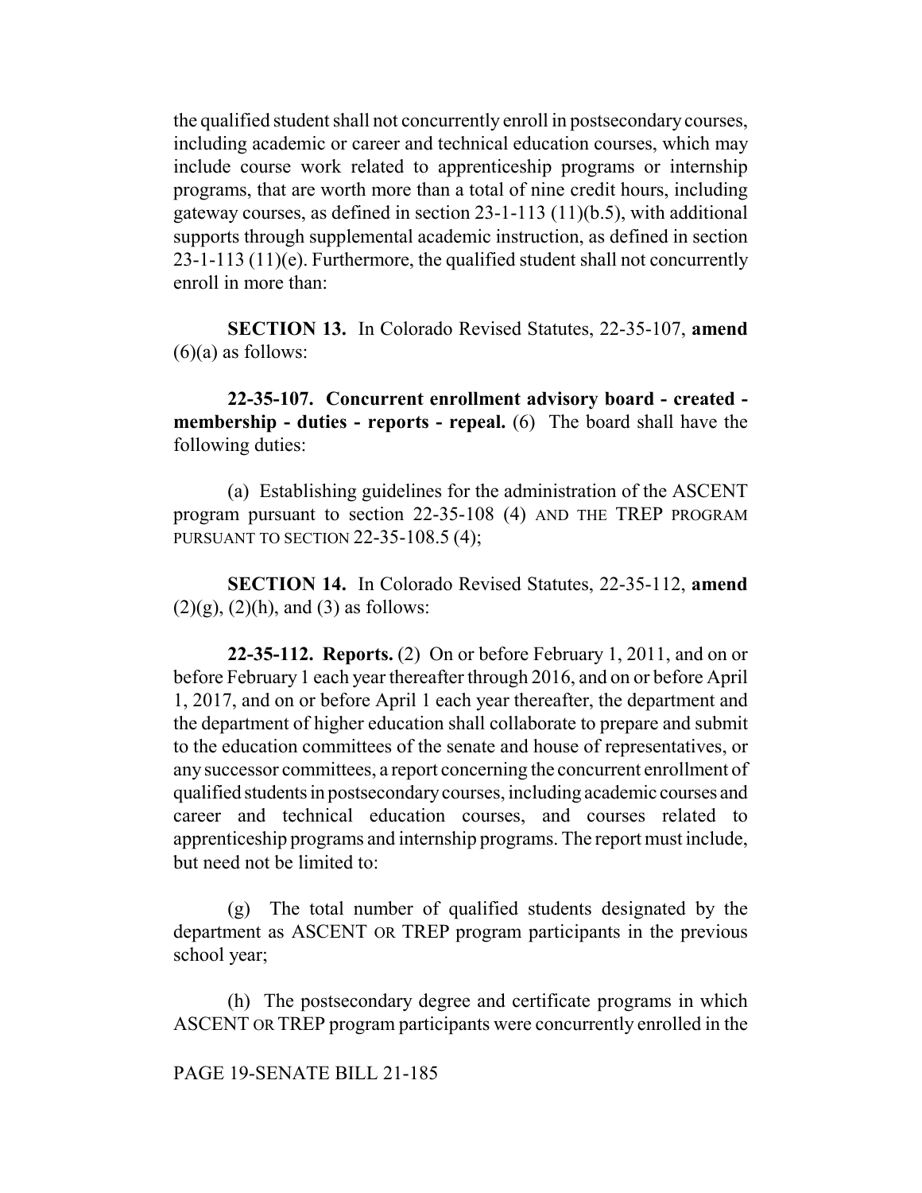the qualified student shall not concurrently enroll in postsecondary courses, including academic or career and technical education courses, which may include course work related to apprenticeship programs or internship programs, that are worth more than a total of nine credit hours, including gateway courses, as defined in section 23-1-113 (11)(b.5), with additional supports through supplemental academic instruction, as defined in section 23-1-113 (11)(e). Furthermore, the qualified student shall not concurrently enroll in more than:

**SECTION 13.** In Colorado Revised Statutes, 22-35-107, **amend** (6)(a) as follows:

**22-35-107. Concurrent enrollment advisory board - created - membership - duties - reports - repeal.** (6) The board shall have the following duties:

(a) Establishing guidelines for the administration of the ASCENT program pursuant to section 22-35-108 (4) AND THE TREP PROGRAM PURSUANT TO SECTION 22-35-108.5 (4);

**SECTION 14.** In Colorado Revised Statutes, 22-35-112, **amend** (2)(g), (2)(h), and (3) as follows:

**22-35-112. Reports.** (2) On or before February 1, 2011, and on or before February 1 each year thereafter through 2016, and on or before April 1, 2017, and on or before April 1 each year thereafter, the department and the department of higher education shall collaborate to prepare and submit to the education committees of the senate and house of representatives, or any successor committees, a report concerning the concurrent enrollment of qualified students in postsecondary courses, including academic courses and career and technical education courses, and courses related to apprenticeship programs and internship programs. The report must include, but need not be limited to:

(g) The total number of qualified students designated by the department as ASCENT OR TREP program participants in the previous school year;

(h) The postsecondary degree and certificate programs in which ASCENT OR TREP program participants were concurrently enrolled in the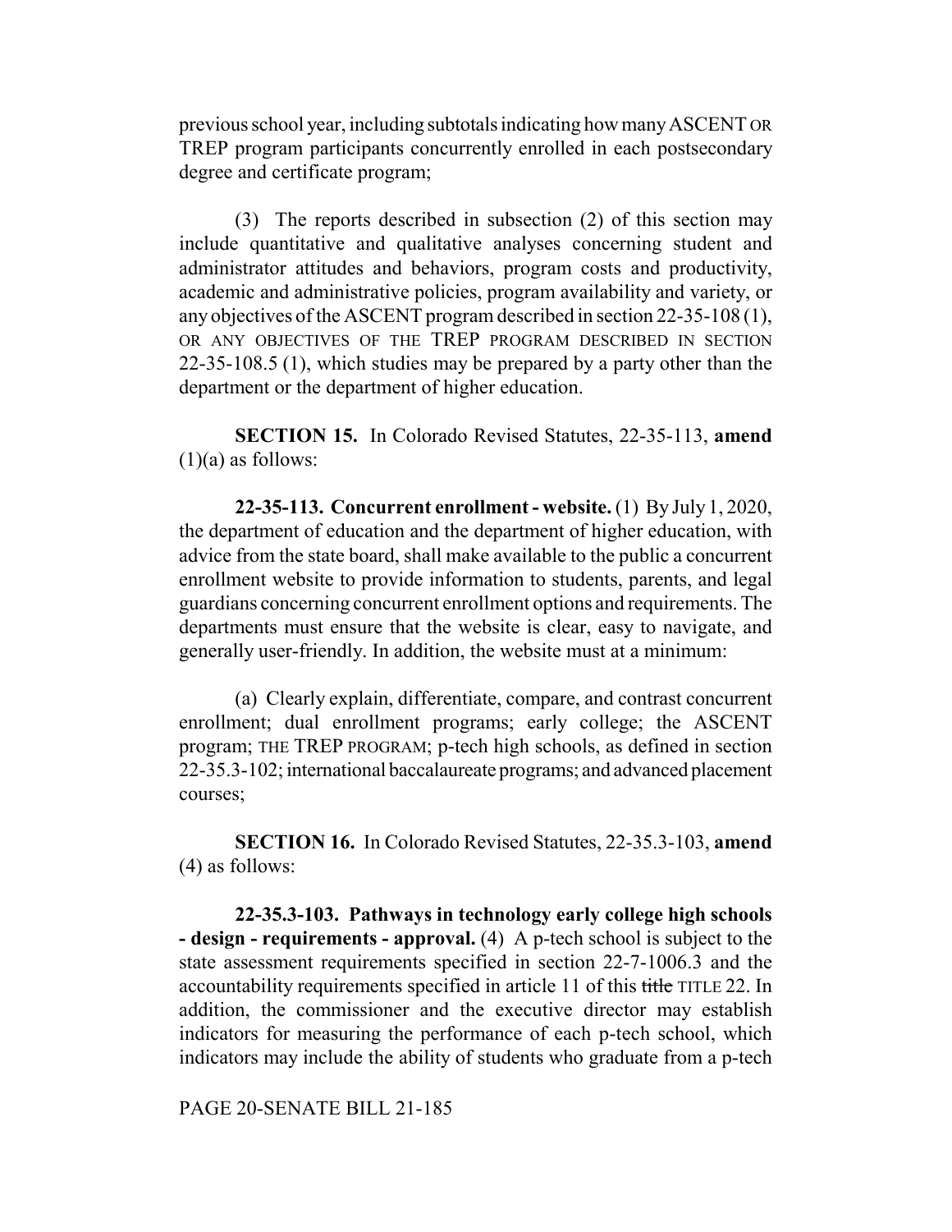previous school year, including subtotals indicating how many ASCENT OR TREP program participants concurrently enrolled in each postsecondary degree and certificate program;

(3) The reports described in subsection (2) of this section may include quantitative and qualitative analyses concerning student and administrator attitudes and behaviors, program costs and productivity, academic and administrative policies, program availability and variety, or any objectives of the ASCENT program described in section 22-35-108 (1), OR ANY OBJECTIVES OF THE TREP PROGRAM DESCRIBED IN SECTION 22-35-108.5 (1), which studies may be prepared by a party other than the department or the department of higher education.

**SECTION 15.** In Colorado Revised Statutes, 22-35-113, **amend** (1)(a) as follows:

**22-35-113. Concurrent enrollment - website.** (1) By July 1, 2020, the department of education and the department of higher education, with advice from the state board, shall make available to the public a concurrent enrollment website to provide information to students, parents, and legal guardians concerning concurrent enrollment options and requirements. The departments must ensure that the website is clear, easy to navigate, and generally user-friendly. In addition, the website must at a minimum:

(a) Clearly explain, differentiate, compare, and contrast concurrent enrollment; dual enrollment programs; early college; the ASCENT program; THE TREP PROGRAM; p-tech high schools, as defined in section 22-35.3-102; international baccalaureate programs; and advanced placement courses;

**SECTION 16.** In Colorado Revised Statutes, 22-35.3-103, **amend** (4) as follows:

**22-35.3-103. Pathways in technology early college high schools - design - requirements - approval.** (4) A p-tech school is subject to the state assessment requirements specified in section 22-7-1006.3 and the accountability requirements specified in article 11 of this ~~title~~ TITLE 22. In addition, the commissioner and the executive director may establish indicators for measuring the performance of each p-tech school, which indicators may include the ability of students who graduate from a p-tech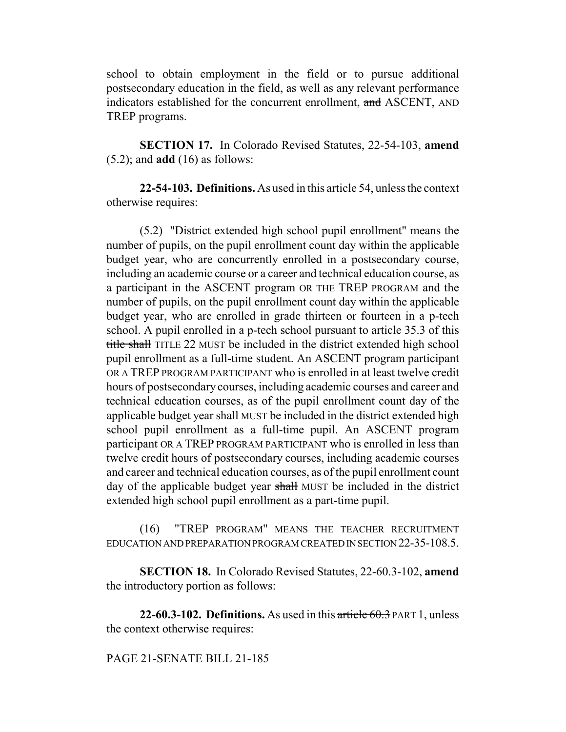school to obtain employment in the field or to pursue additional postsecondary education in the field, as well as any relevant performance indicators established for the concurrent enrollment, ~~and~~ ASCENT, AND TREP programs.

**SECTION 17.** In Colorado Revised Statutes, 22-54-103, **amend** (5.2); and **add** (16) as follows:

**22-54-103. Definitions.** As used in this article 54, unless the context otherwise requires:

(5.2) "District extended high school pupil enrollment" means the number of pupils, on the pupil enrollment count day within the applicable budget year, who are concurrently enrolled in a postsecondary course, including an academic course or a career and technical education course, as a participant in the ASCENT program OR THE TREP PROGRAM and the number of pupils, on the pupil enrollment count day within the applicable budget year, who are enrolled in grade thirteen or fourteen in a p-tech school. A pupil enrolled in a p-tech school pursuant to article 35.3 of this ~~title shall~~ TITLE 22 MUST be included in the district extended high school pupil enrollment as a full-time student. An ASCENT program participant OR A TREP PROGRAM PARTICIPANT who is enrolled in at least twelve credit hours of postsecondary courses, including academic courses and career and technical education courses, as of the pupil enrollment count day of the applicable budget year ~~shall~~ MUST be included in the district extended high school pupil enrollment as a full-time pupil. An ASCENT program participant OR A TREP PROGRAM PARTICIPANT who is enrolled in less than twelve credit hours of postsecondary courses, including academic courses and career and technical education courses, as of the pupil enrollment count day of the applicable budget year ~~shall~~ MUST be included in the district extended high school pupil enrollment as a part-time pupil.

(16) "TREP PROGRAM" MEANS THE TEACHER RECRUITMENT EDUCATION AND PREPARATION PROGRAM CREATED IN SECTION 22-35-108.5.

**SECTION 18.** In Colorado Revised Statutes, 22-60.3-102, **amend** the introductory portion as follows:

**22-60.3-102. Definitions.** As used in this ~~article 60.3~~ PART 1, unless the context otherwise requires:

PAGE 21-SENATE BILL 21-185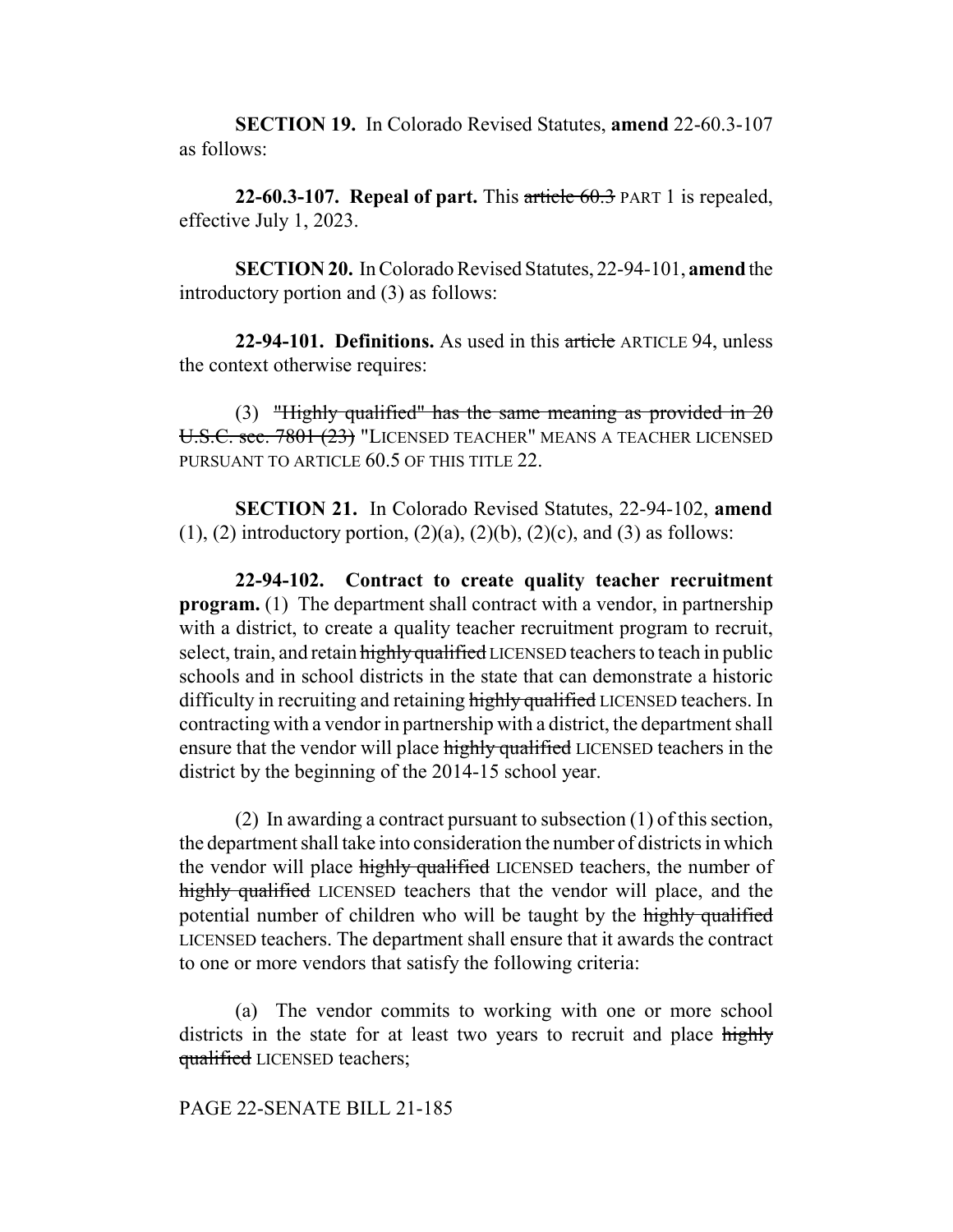**SECTION 19.** In Colorado Revised Statutes, **amend** 22-60.3-107 as follows:

**22-60.3-107. Repeal of part.** This ~~article 60.3~~ PART 1 is repealed, effective July 1, 2023.

**SECTION 20.** In Colorado Revised Statutes, 22-94-101, **amend** the introductory portion and (3) as follows:

**22-94-101. Definitions.** As used in this ~~article~~ ARTICLE 94, unless the context otherwise requires:

(3) ~~"Highly qualified" has the same meaning as provided in 20 U.S.C. sec. 7801 (23)~~ "LICENSED TEACHER" MEANS A TEACHER LICENSED PURSUANT TO ARTICLE 60.5 OF THIS TITLE 22.

**SECTION 21.** In Colorado Revised Statutes, 22-94-102, **amend** (1), (2) introductory portion, (2)(a), (2)(b), (2)(c), and (3) as follows:

**22-94-102. Contract to create quality teacher recruitment program.** (1) The department shall contract with a vendor, in partnership with a district, to create a quality teacher recruitment program to recruit, select, train, and retain ~~highly qualified~~ LICENSED teachers to teach in public schools and in school districts in the state that can demonstrate a historic difficulty in recruiting and retaining ~~highly qualified~~ LICENSED teachers. In contracting with a vendor in partnership with a district, the department shall ensure that the vendor will place ~~highly qualified~~ LICENSED teachers in the district by the beginning of the 2014-15 school year.

(2) In awarding a contract pursuant to subsection (1) of this section, the department shall take into consideration the number of districts in which the vendor will place ~~highly qualified~~ LICENSED teachers, the number of ~~highly qualified~~ LICENSED teachers that the vendor will place, and the potential number of children who will be taught by the ~~highly qualified~~ LICENSED teachers. The department shall ensure that it awards the contract to one or more vendors that satisfy the following criteria:

(a) The vendor commits to working with one or more school districts in the state for at least two years to recruit and place ~~highly qualified~~ LICENSED teachers;

PAGE 22-SENATE BILL 21-185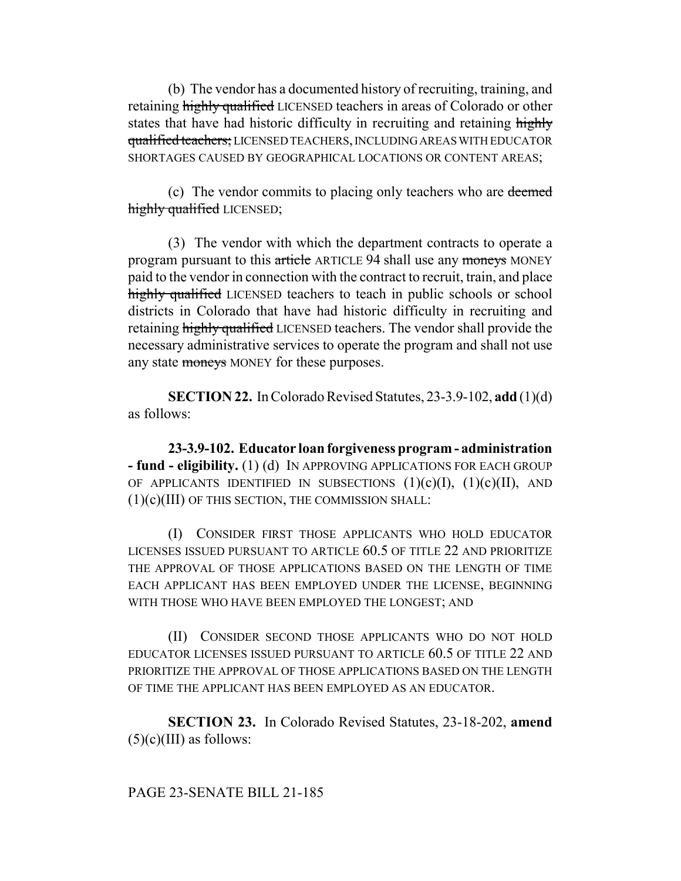(b) The vendor has a documented history of recruiting, training, and retaining ~~highly qualified~~ LICENSED teachers in areas of Colorado or other states that have had historic difficulty in recruiting and retaining ~~highly qualified teachers;~~ LICENSED TEACHERS, INCLUDING AREAS WITH EDUCATOR SHORTAGES CAUSED BY GEOGRAPHICAL LOCATIONS OR CONTENT AREAS;

(c) The vendor commits to placing only teachers who are ~~deemed highly qualified~~ LICENSED;

(3) The vendor with which the department contracts to operate a program pursuant to this ~~article~~ ARTICLE 94 shall use any ~~moneys~~ MONEY paid to the vendor in connection with the contract to recruit, train, and place ~~highly qualified~~ LICENSED teachers to teach in public schools or school districts in Colorado that have had historic difficulty in recruiting and retaining ~~highly qualified~~ LICENSED teachers. The vendor shall provide the necessary administrative services to operate the program and shall not use any state ~~moneys~~ MONEY for these purposes.

**SECTION 22.** In Colorado Revised Statutes, 23-3.9-102, **add** (1)(d) as follows:

**23-3.9-102. Educator loan forgiveness program - administration - fund - eligibility.** (1) (d) IN APPROVING APPLICATIONS FOR EACH GROUP OF APPLICANTS IDENTIFIED IN SUBSECTIONS (1)(c)(I), (1)(c)(II), AND (1)(c)(III) OF THIS SECTION, THE COMMISSION SHALL:

(I) CONSIDER FIRST THOSE APPLICANTS WHO HOLD EDUCATOR LICENSES ISSUED PURSUANT TO ARTICLE 60.5 OF TITLE 22 AND PRIORITIZE THE APPROVAL OF THOSE APPLICATIONS BASED ON THE LENGTH OF TIME EACH APPLICANT HAS BEEN EMPLOYED UNDER THE LICENSE, BEGINNING WITH THOSE WHO HAVE BEEN EMPLOYED THE LONGEST; AND

(II) CONSIDER SECOND THOSE APPLICANTS WHO DO NOT HOLD EDUCATOR LICENSES ISSUED PURSUANT TO ARTICLE 60.5 OF TITLE 22 AND PRIORITIZE THE APPROVAL OF THOSE APPLICATIONS BASED ON THE LENGTH OF TIME THE APPLICANT HAS BEEN EMPLOYED AS AN EDUCATOR.

**SECTION 23.** In Colorado Revised Statutes, 23-18-202, **amend** (5)(c)(III) as follows:

PAGE 23-SENATE BILL 21-185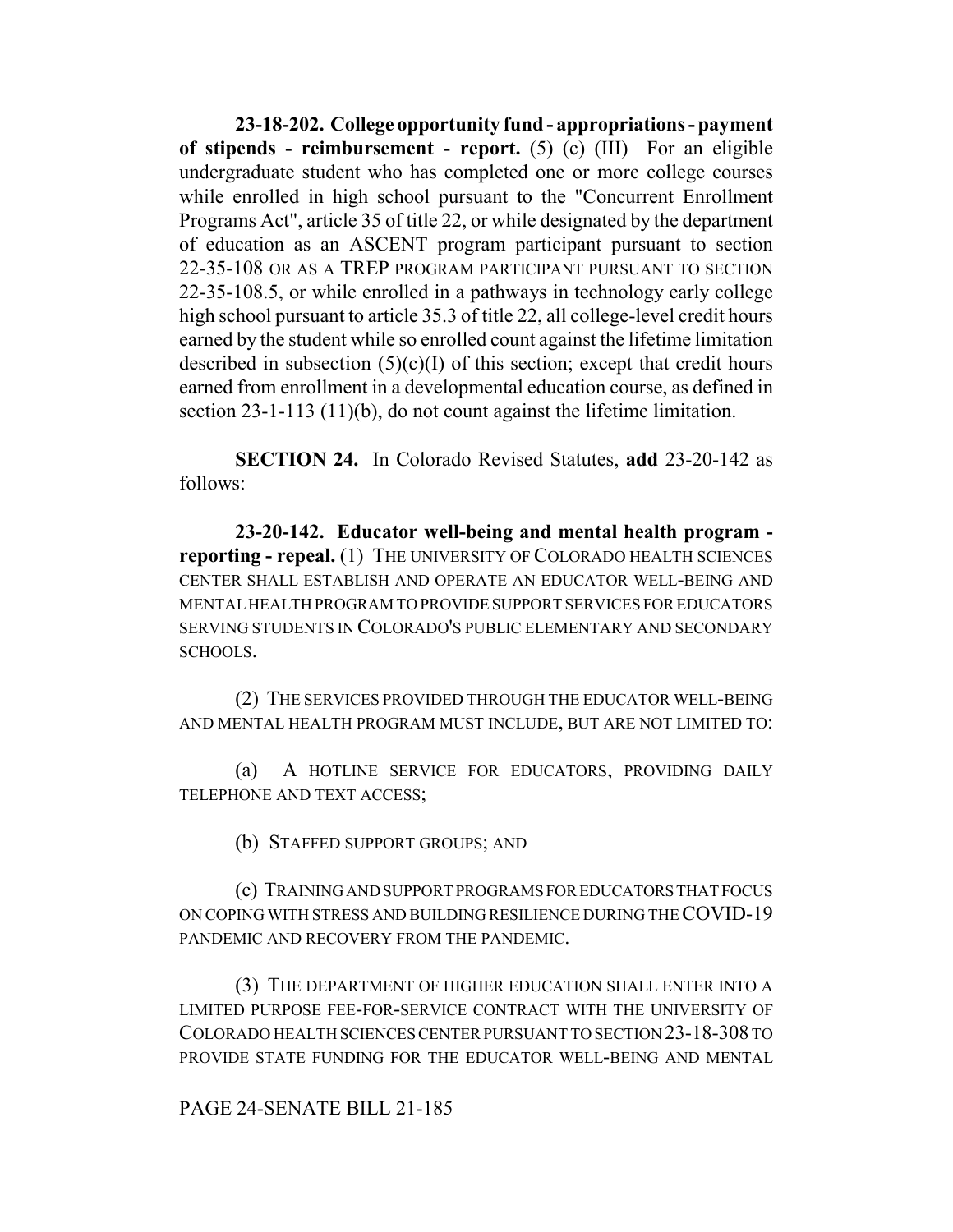**23-18-202. College opportunity fund - appropriations - payment of stipends - reimbursement - report.** (5) (c) (III) For an eligible undergraduate student who has completed one or more college courses while enrolled in high school pursuant to the "Concurrent Enrollment Programs Act", article 35 of title 22, or while designated by the department of education as an ASCENT program participant pursuant to section 22-35-108 OR AS A TREP PROGRAM PARTICIPANT PURSUANT TO SECTION 22-35-108.5, or while enrolled in a pathways in technology early college high school pursuant to article 35.3 of title 22, all college-level credit hours earned by the student while so enrolled count against the lifetime limitation described in subsection (5)(c)(I) of this section; except that credit hours earned from enrollment in a developmental education course, as defined in section 23-1-113 (11)(b), do not count against the lifetime limitation.

**SECTION 24.** In Colorado Revised Statutes, **add** 23-20-142 as follows:

**23-20-142. Educator well-being and mental health program - reporting - repeal.** (1) THE UNIVERSITY OF COLORADO HEALTH SCIENCES CENTER SHALL ESTABLISH AND OPERATE AN EDUCATOR WELL-BEING AND MENTAL HEALTH PROGRAM TO PROVIDE SUPPORT SERVICES FOR EDUCATORS SERVING STUDENTS IN COLORADO'S PUBLIC ELEMENTARY AND SECONDARY SCHOOLS.

(2) THE SERVICES PROVIDED THROUGH THE EDUCATOR WELL-BEING AND MENTAL HEALTH PROGRAM MUST INCLUDE, BUT ARE NOT LIMITED TO:

(a) A HOTLINE SERVICE FOR EDUCATORS, PROVIDING DAILY TELEPHONE AND TEXT ACCESS;

(b) STAFFED SUPPORT GROUPS; AND

(c) TRAINING AND SUPPORT PROGRAMS FOR EDUCATORS THAT FOCUS ON COPING WITH STRESS AND BUILDING RESILIENCE DURING THE COVID-19 PANDEMIC AND RECOVERY FROM THE PANDEMIC.

(3) THE DEPARTMENT OF HIGHER EDUCATION SHALL ENTER INTO A LIMITED PURPOSE FEE-FOR-SERVICE CONTRACT WITH THE UNIVERSITY OF COLORADO HEALTH SCIENCES CENTER PURSUANT TO SECTION 23-18-308 TO PROVIDE STATE FUNDING FOR THE EDUCATOR WELL-BEING AND MENTAL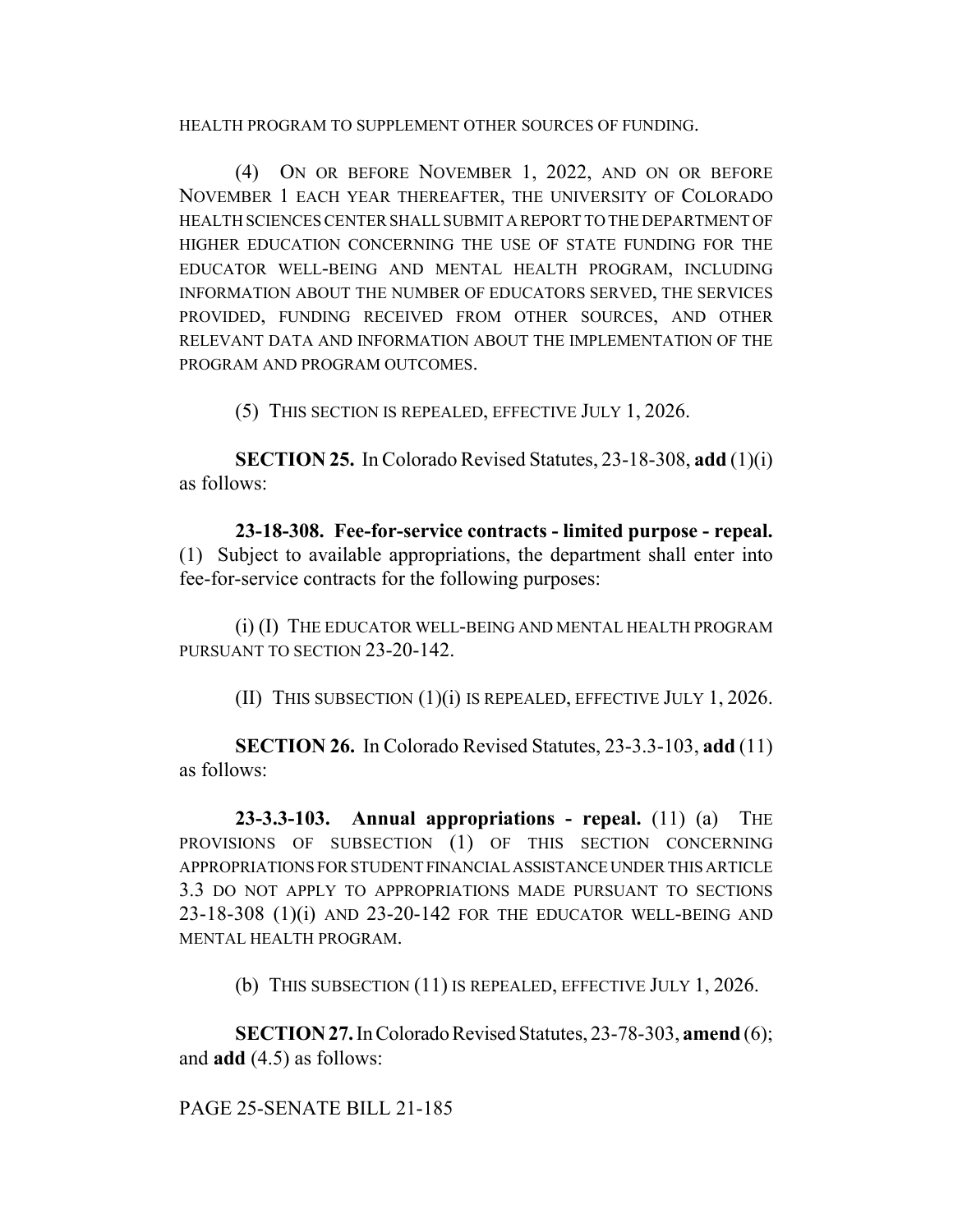HEALTH PROGRAM TO SUPPLEMENT OTHER SOURCES OF FUNDING.

(4) ON OR BEFORE NOVEMBER 1, 2022, AND ON OR BEFORE NOVEMBER 1 EACH YEAR THEREAFTER, THE UNIVERSITY OF COLORADO HEALTH SCIENCES CENTER SHALL SUBMIT A REPORT TO THE DEPARTMENT OF HIGHER EDUCATION CONCERNING THE USE OF STATE FUNDING FOR THE EDUCATOR WELL-BEING AND MENTAL HEALTH PROGRAM, INCLUDING INFORMATION ABOUT THE NUMBER OF EDUCATORS SERVED, THE SERVICES PROVIDED, FUNDING RECEIVED FROM OTHER SOURCES, AND OTHER RELEVANT DATA AND INFORMATION ABOUT THE IMPLEMENTATION OF THE PROGRAM AND PROGRAM OUTCOMES.

(5) THIS SECTION IS REPEALED, EFFECTIVE JULY 1, 2026.

**SECTION 25.** In Colorado Revised Statutes, 23-18-308, **add** (1)(i) as follows:

**23-18-308. Fee-for-service contracts - limited purpose - repeal.** (1) Subject to available appropriations, the department shall enter into fee-for-service contracts for the following purposes:

(i) (I) THE EDUCATOR WELL-BEING AND MENTAL HEALTH PROGRAM PURSUANT TO SECTION 23-20-142.

(II) THIS SUBSECTION (1)(i) IS REPEALED, EFFECTIVE JULY 1, 2026.

**SECTION 26.** In Colorado Revised Statutes, 23-3.3-103, **add** (11) as follows:

**23-3.3-103. Annual appropriations - repeal.** (11) (a) THE PROVISIONS OF SUBSECTION (1) OF THIS SECTION CONCERNING APPROPRIATIONS FOR STUDENT FINANCIAL ASSISTANCE UNDER THIS ARTICLE 3.3 DO NOT APPLY TO APPROPRIATIONS MADE PURSUANT TO SECTIONS 23-18-308 (1)(i) AND 23-20-142 FOR THE EDUCATOR WELL-BEING AND MENTAL HEALTH PROGRAM.

(b) THIS SUBSECTION (11) IS REPEALED, EFFECTIVE JULY 1, 2026.

**SECTION 27.** In Colorado Revised Statutes, 23-78-303, **amend** (6); and **add** (4.5) as follows:

PAGE 25-SENATE BILL 21-185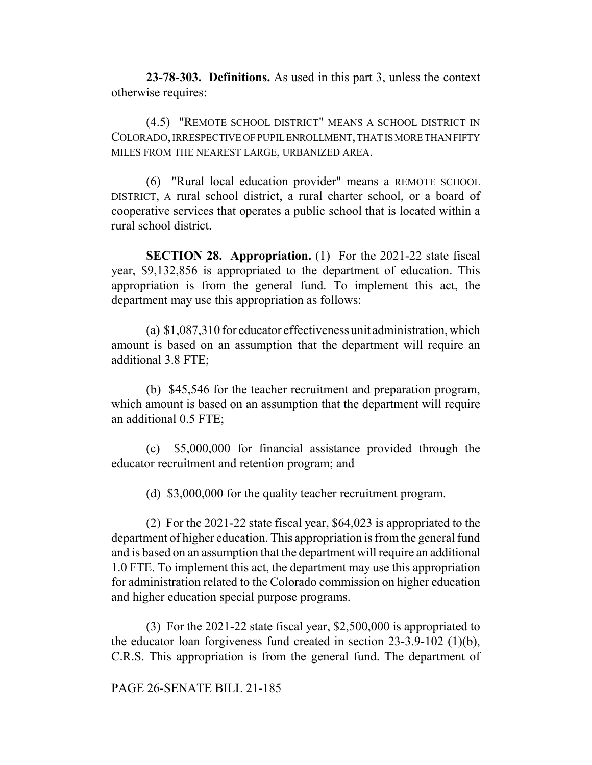**23-78-303. Definitions.** As used in this part 3, unless the context otherwise requires:

(4.5) "REMOTE SCHOOL DISTRICT" MEANS A SCHOOL DISTRICT IN COLORADO, IRRESPECTIVE OF PUPIL ENROLLMENT, THAT IS MORE THAN FIFTY MILES FROM THE NEAREST LARGE, URBANIZED AREA.

(6) "Rural local education provider" means a REMOTE SCHOOL DISTRICT, A rural school district, a rural charter school, or a board of cooperative services that operates a public school that is located within a rural school district.

**SECTION 28. Appropriation.** (1) For the 2021-22 state fiscal year, $9,132,856 is appropriated to the department of education. This appropriation is from the general fund. To implement this act, the department may use this appropriation as follows:

(a) $1,087,310 for educator effectiveness unit administration, which amount is based on an assumption that the department will require an additional 3.8 FTE;

(b) $45,546 for the teacher recruitment and preparation program, which amount is based on an assumption that the department will require an additional 0.5 FTE;

(c) $5,000,000 for financial assistance provided through the educator recruitment and retention program; and

(d) $3,000,000 for the quality teacher recruitment program.

(2) For the 2021-22 state fiscal year, $64,023 is appropriated to the department of higher education. This appropriation is from the general fund and is based on an assumption that the department will require an additional 1.0 FTE. To implement this act, the department may use this appropriation for administration related to the Colorado commission on higher education and higher education special purpose programs.

(3) For the 2021-22 state fiscal year, $2,500,000 is appropriated to the educator loan forgiveness fund created in section 23-3.9-102 (1)(b), C.R.S. This appropriation is from the general fund. The department of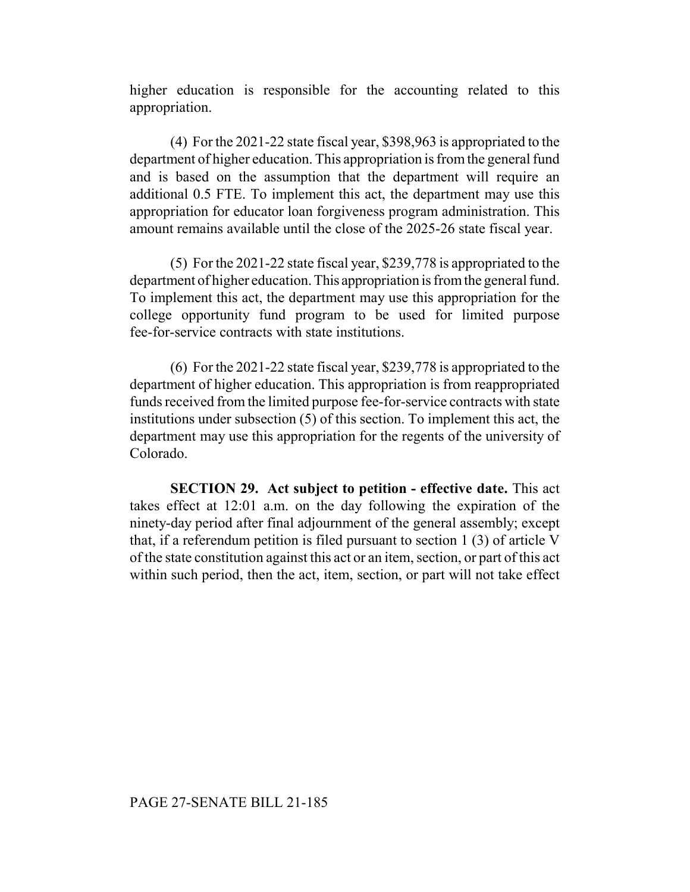higher education is responsible for the accounting related to this appropriation.

(4) For the 2021-22 state fiscal year, $398,963 is appropriated to the department of higher education. This appropriation is from the general fund and is based on the assumption that the department will require an additional 0.5 FTE. To implement this act, the department may use this appropriation for educator loan forgiveness program administration. This amount remains available until the close of the 2025-26 state fiscal year.

(5) For the 2021-22 state fiscal year, $239,778 is appropriated to the department of higher education. This appropriation is from the general fund. To implement this act, the department may use this appropriation for the college opportunity fund program to be used for limited purpose fee-for-service contracts with state institutions.

(6) For the 2021-22 state fiscal year, $239,778 is appropriated to the department of higher education. This appropriation is from reappropriated funds received from the limited purpose fee-for-service contracts with state institutions under subsection (5) of this section. To implement this act, the department may use this appropriation for the regents of the university of Colorado.

**SECTION 29. Act subject to petition - effective date.** This act takes effect at 12:01 a.m. on the day following the expiration of the ninety-day period after final adjournment of the general assembly; except that, if a referendum petition is filed pursuant to section 1 (3) of article V of the state constitution against this act or an item, section, or part of this act within such period, then the act, item, section, or part will not take effect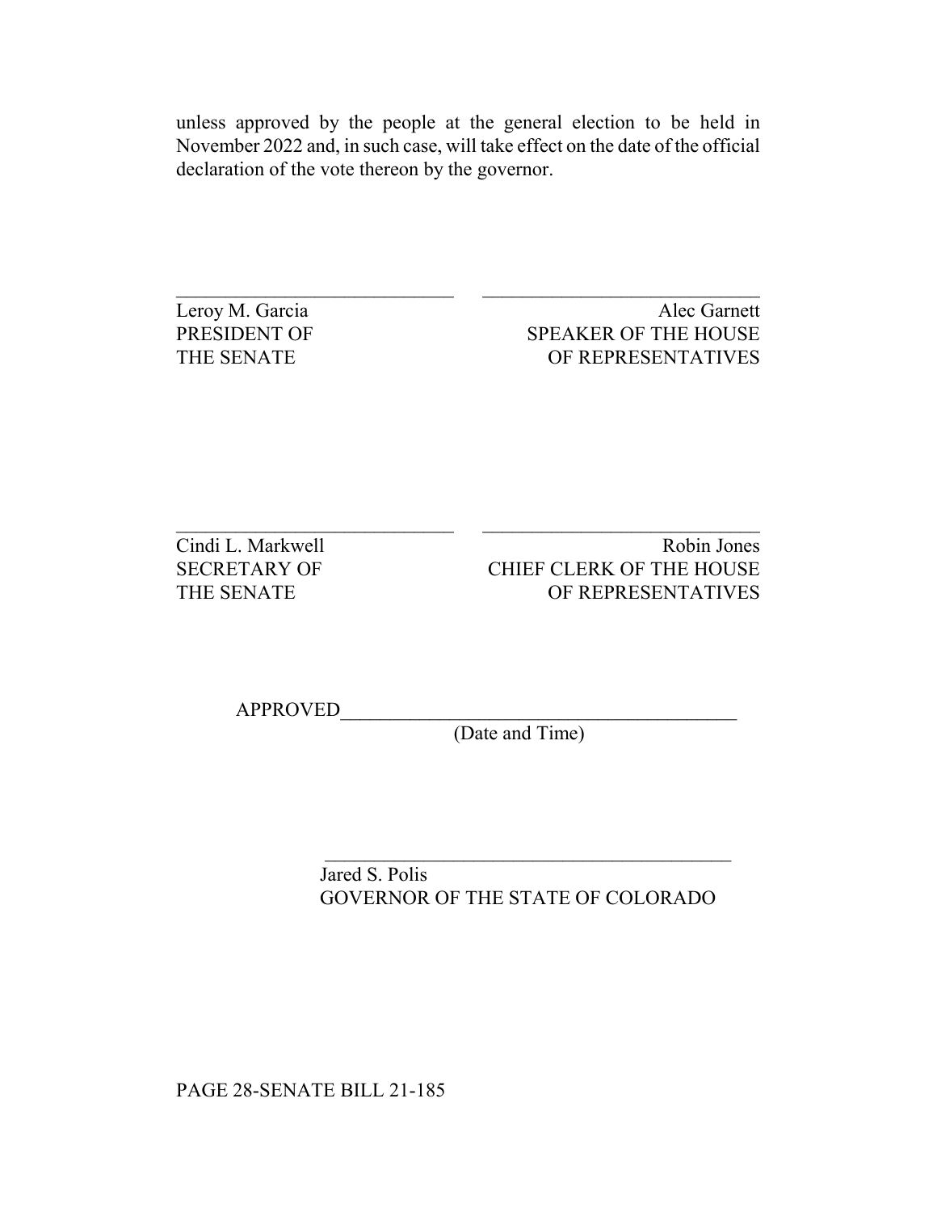unless approved by the people at the general election to be held in November 2022 and, in such case, will take effect on the date of the official declaration of the vote thereon by the governor.

| | |
|---|---|
| \_\_\_\_\_\_\_\_\_\_\_\_\_\_\_\_\_\_\_\_\_\_\_\_\_\_\_\_ | \_\_\_\_\_\_\_\_\_\_\_\_\_\_\_\_\_\_\_\_\_\_\_\_\_\_\_\_ |
| Leroy M. Garcia<br>PRESIDENT OF<br>THE SENATE | Alec Garnett<br>SPEAKER OF THE HOUSE<br>OF REPRESENTATIVES |
| \_\_\_\_\_\_\_\_\_\_\_\_\_\_\_\_\_\_\_\_\_\_\_\_\_\_\_\_ | \_\_\_\_\_\_\_\_\_\_\_\_\_\_\_\_\_\_\_\_\_\_\_\_\_\_\_\_ |
| Cindi L. Markwell<br>SECRETARY OF<br>THE SENATE | Robin Jones<br>CHIEF CLERK OF THE HOUSE<br>OF REPRESENTATIVES |

APPROVED\_\_\_\_\_\_\_\_\_\_\_\_\_\_\_\_\_\_\_\_\_\_\_\_\_\_\_\_\_\_\_\_\_\_\_\_\_\_\_\_
(Date and Time)

\_\_\_\_\_\_\_\_\_\_\_\_\_\_\_\_\_\_\_\_\_\_\_\_\_\_\_\_\_\_\_\_\_\_\_\_\_\_\_\_\_\_
Jared S. Polis
GOVERNOR OF THE STATE OF COLORADO